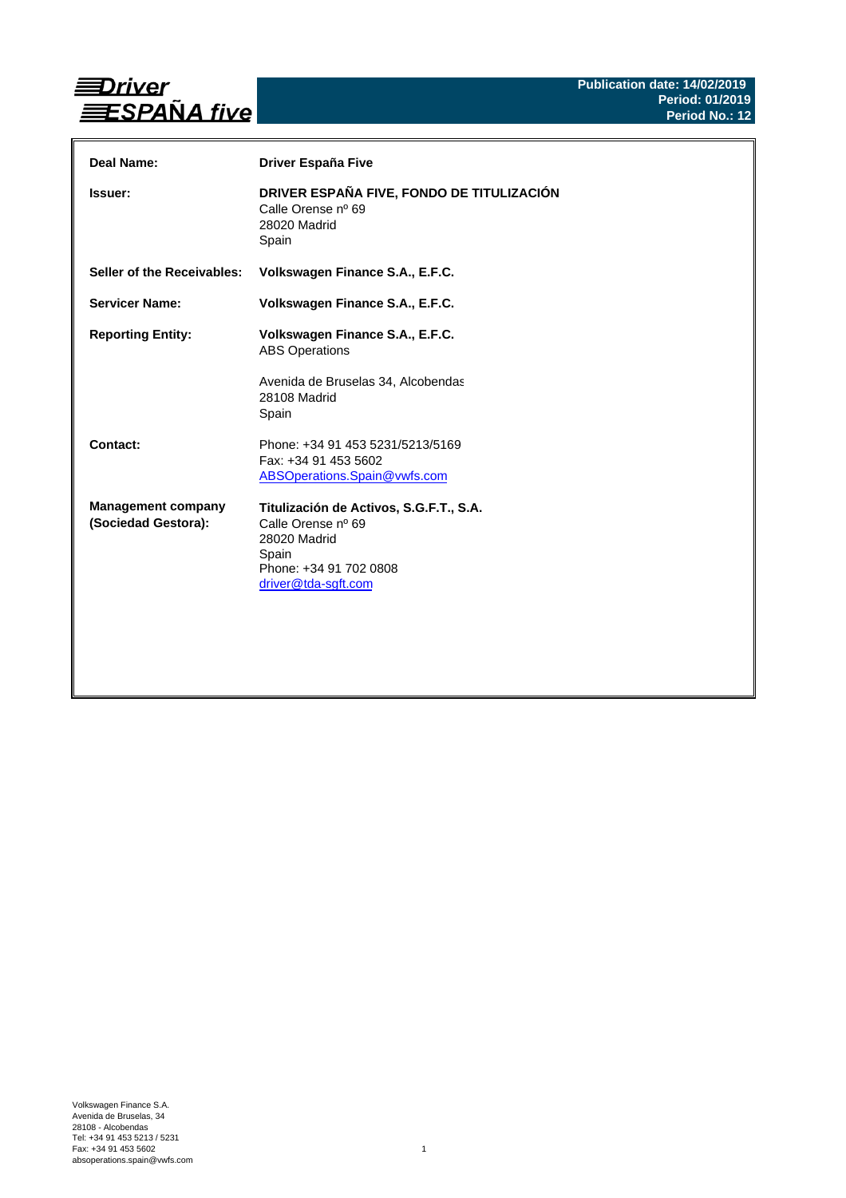# Driver ESPAÑA five

**Publication date: 14/02/2019**
**Period: 01/2019**
**Period No.: 12**

| | |
|---|---|
| **Deal Name:** | **Driver España Five** |
| **Issuer:** | **DRIVER ESPAÑA FIVE, FONDO DE TITULIZACIÓN**<br>Calle Orense nº 69<br>28020 Madrid<br>Spain |
| **Seller of the Receivables:** | **Volkswagen Finance S.A., E.F.C.** |
| **Servicer Name:** | **Volkswagen Finance S.A., E.F.C.** |
| **Reporting Entity:** | **Volkswagen Finance S.A., E.F.C.**<br>ABS Operations<br><br>Avenida de Bruselas 34, Alcobendas<br>28108 Madrid<br>Spain |
| **Contact:** | Phone: +34 91 453 5231/5213/5169<br>Fax: +34 91 453 5602<br>ABSOperations.Spain@vwfs.com |
| **Management company (Sociedad Gestora):** | **Titulización de Activos, S.G.F.T., S.A.**<br>Calle Orense nº 69<br>28020 Madrid<br>Spain<br>Phone: +34 91 702 0808<br>driver@tda-sgft.com |

Volkswagen Finance S.A.
Avenida de Bruselas, 34
28108 - Alcobendas
Tel: +34 91 453 5213 / 5231
Fax: +34 91 453 5602
absoperations.spain@vwfs.com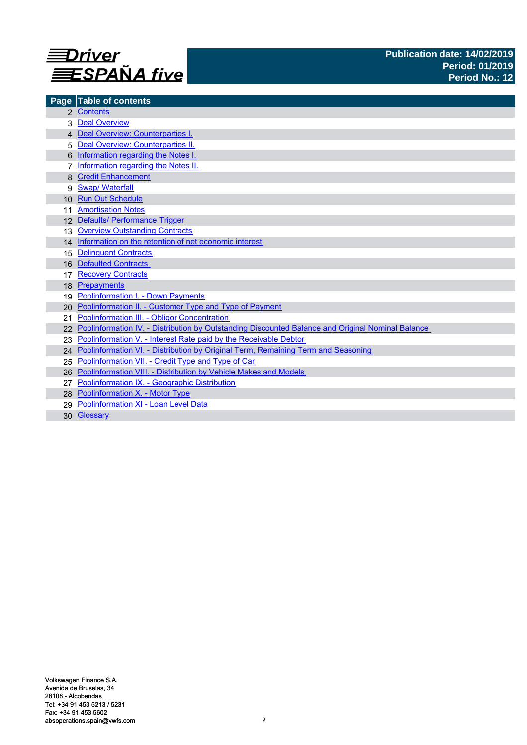# Driver ESPAÑA five

**Publication date: 14/02/2019**
**Period: 01/2019**
**Period No.: 12**

| Page | Table of contents |
|---|---|
| 2 | Contents |
| 3 | Deal Overview |
| 4 | Deal Overview: Counterparties I. |
| 5 | Deal Overview: Counterparties II. |
| 6 | Information regarding the Notes I. |
| 7 | Information regarding the Notes II. |
| 8 | Credit Enhancement |
| 9 | Swap/ Waterfall |
| 10 | Run Out Schedule |
| 11 | Amortisation Notes |
| 12 | Defaults/ Performance Trigger |
| 13 | Overview Outstanding Contracts |
| 14 | Information on the retention of net economic interest |
| 15 | Delinquent Contracts |
| 16 | Defaulted Contracts |
| 17 | Recovery Contracts |
| 18 | Prepayments |
| 19 | Poolinformation I. - Down Payments |
| 20 | Poolinformation II. - Customer Type and Type of Payment |
| 21 | Poolinformation III. - Obligor Concentration |
| 22 | Poolinformation IV. - Distribution by Outstanding Discounted Balance and Original Nominal Balance |
| 23 | Poolinformation V. - Interest Rate paid by the Receivable Debtor |
| 24 | Poolinformation VI. - Distribution by Original Term, Remaining Term and Seasoning |
| 25 | Poolinformation VII. - Credit Type and Type of Car |
| 26 | Poolinformation VIII. - Distribution by Vehicle Makes and Models |
| 27 | Poolinformation IX. - Geographic Distribution |
| 28 | Poolinformation X. - Motor Type |
| 29 | Poolinformation XI - Loan Level Data |
| 30 | Glossary |

Volkswagen Finance S.A.
Avenida de Bruselas, 34
28108 - Alcobendas
Tel: +34 91 453 5213 / 5231
Fax: +34 91 453 5602
absoperations.spain@vwfs.com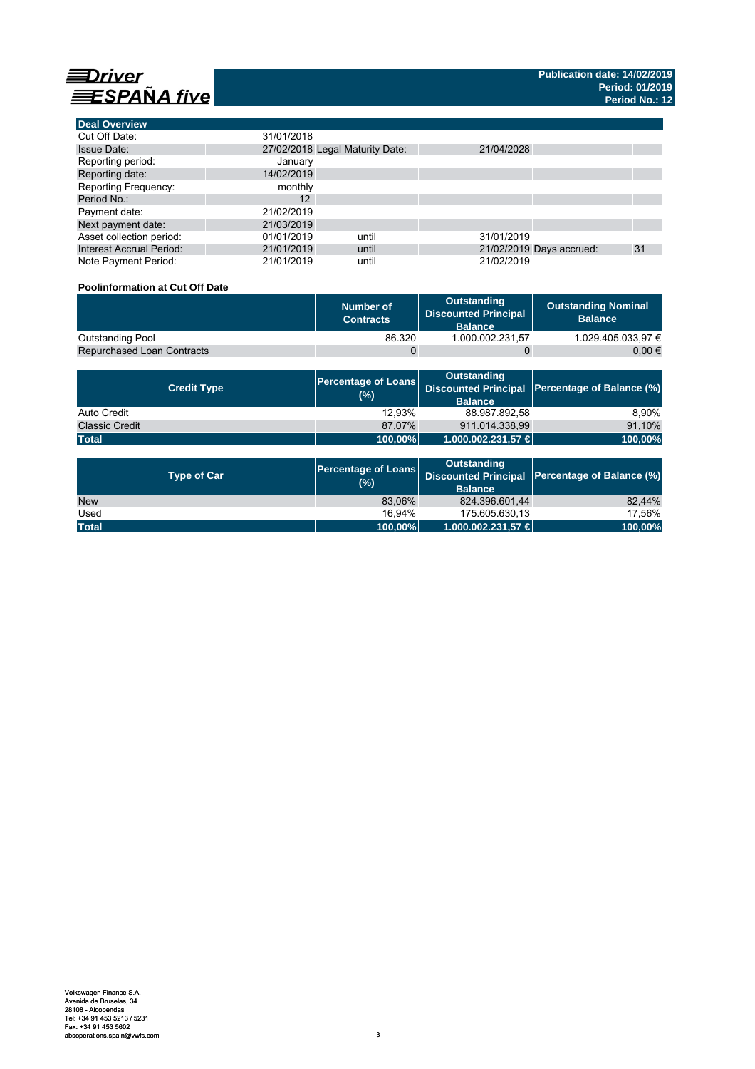# Driver ESPAÑA five

**Publication date: 14/02/2019**
**Period: 01/2019**
**Period No.: 12**

| Deal Overview | | | | | |
|---|---|---|---|---|---|
| Cut Off Date: | 31/01/2018 | | | | |
| Issue Date: | 27/02/2018 | Legal Maturity Date: | 21/04/2028 | | |
| Reporting period: | January | | | | |
| Reporting date: | 14/02/2019 | | | | |
| Reporting Frequency: | monthly | | | | |
| Period No.: | 12 | | | | |
| Payment date: | 21/02/2019 | | | | |
| Next payment date: | 21/03/2019 | | | | |
| Asset collection period: | 01/01/2019 | until | 31/01/2019 | | |
| Interest Accrual Period: | 21/01/2019 | until | 21/02/2019 | Days accrued: | 31 |
| Note Payment Period: | 21/01/2019 | until | 21/02/2019 | | |

### Poolinformation at Cut Off Date

| | Number of Contracts | Outstanding Discounted Principal Balance | Outstanding Nominal Balance |
|---|---|---|---|
| Outstanding Pool | 86.320 | 1.000.002.231,57 | 1.029.405.033,97 € |
| Repurchased Loan Contracts | 0 | 0 | 0,00 € |

| Credit Type | Percentage of Loans (%) | Outstanding Discounted Principal Balance | Percentage of Balance (%) |
|---|---|---|---|
| Auto Credit | 12,93% | 88.987.892,58 | 8,90% |
| Classic Credit | 87,07% | 911.014.338,99 | 91,10% |
| **Total** | **100,00%** | **1.000.002.231,57 €** | **100,00%** |

| Type of Car | Percentage of Loans (%) | Outstanding Discounted Principal Balance | Percentage of Balance (%) |
|---|---|---|---|
| New | 83,06% | 824.396.601,44 | 82,44% |
| Used | 16,94% | 175.605.630,13 | 17,56% |
| **Total** | **100,00%** | **1.000.002.231,57 €** | **100,00%** |

Volkswagen Finance S.A.
Avenida de Bruselas, 34
28108 - Alcobendas
Tel: +34 91 453 5213 / 5231
Fax: +34 91 453 5602
absoperations.spain@vwfs.com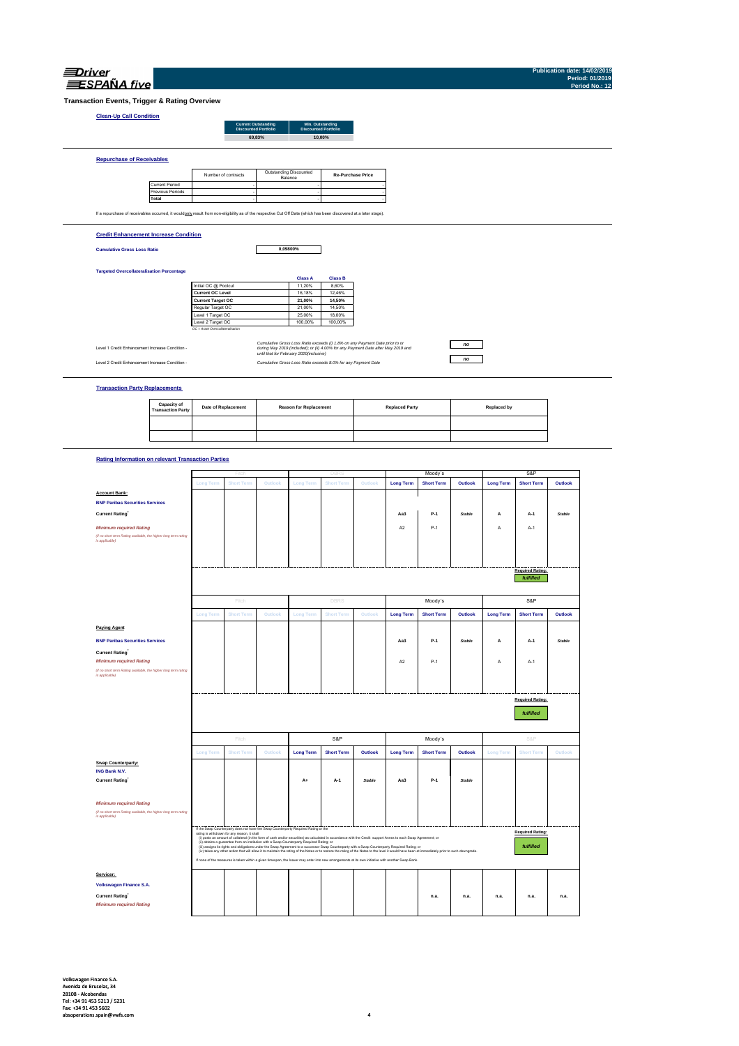Driver ESPAÑA five

Publication date: 14/02/2019
Period: 01/2019
Period No.: 12

## Transaction Events, Trigger & Rating Overview

### Clean-Up Call Condition

| Current Outstanding Discounted Portfolio | Min. Outstanding Discounted Portfolio |
|---|---|
| 69,83% | 10,00% |

### Repurchase of Receivables

| | Number of contracts | Outstanding Discounted Balance | Re-Purchase Price |
|---|---|---|---|
| Current Period | - | - | - |
| Previous Periods | - | - | - |
| **Total** | - | - | - |

If a repurchase of receivables occurred, it would only result from non-eligibility as of the respective Cut Off Date (which has been discovered at a later stage).

### Credit Enhancement Increase Condition

**Cumulative Gross Loss Ratio** 0,09800%

**Targeted Overcollateralisation Percentage**

| | Class A | Class B |
|---|---|---|
| Initial OC @ Poolcut | 11,20% | 8,60% |
| **Current OC Level** | 16,18% | 12,46% |
| **Current Target OC** | 21,00% | 14,50% |
| Regular Target OC | 21,00% | 14,50% |
| Level 1 Target OC | 25,00% | 18,00% |
| Level 2 Target OC | 100,00% | 100,00% |

OC = Asset Overcollateralisation

| | | |
|---|---|---|
| Level 1 Credit Enhancement Increase Condition - | *Cumulative Gross Loss Ratio exceeds (i) 1.8% on any Payment Date prior to or during May 2019 (included); or (ii) 4.00% for any Payment Date after May 2019 and until that for February 2020(inclusive)* | no |
| Level 2 Credit Enhancement Increase Condition - | *Cumulative Gross Loss Ratio exceeds 8.0% for any Payment Date* | no |

### Transaction Party Replacements

| Capacity of Transaction Party | Date of Replacement | Reason for Replacement | Replaced Party | Replaced by |
|---|---|---|---|---|
| | | | | |
| | | | | |

### Rating Information on relevant Transaction Parties

| | Fitch | | | DBRS | | | Moody´s | | | S&P | | |
|---|---|---|---|---|---|---|---|---|---|---|---|---|
| | Long Term | Short Term | Outlook | Long Term | Short Term | Outlook | Long Term | Short Term | Outlook | Long Term | Short Term | Outlook |
| **Account Bank:** | | | | | | | | | | | | |
| **BNP Paribas Securities Services** | | | | | | | | | | | | |
| **Current Rating**[1] | | | | | | | Aa3 | P-1 | Stable | A | A-1 | Stable |
| *Minimum required Rating* (if no short term Rating available, the higher long term rating is applicable) | | | | | | | A2 | P-1 | | A | A-1 | |
| | | | | | | | | | | | Required Rating: fulfilled | |

| | Fitch | | | DBRS | | | Moody´s | | | S&P | | |
|---|---|---|---|---|---|---|---|---|---|---|---|---|
| | Long Term | Short Term | Outlook | Long Term | Short Term | Outlook | Long Term | Short Term | Outlook | Long Term | Short Term | Outlook |
| **Paying Agent** | | | | | | | | | | | | |
| **BNP Paribas Securities Services** | | | | | | | Aa3 | P-1 | Stable | A | A-1 | Stable |
| **Current Rating**[1] | | | | | | | | | | | | |
| *Minimum required Rating* (if no short term Rating available, the higher long term rating is applicable) | | | | | | | A2 | P-1 | | A | A-1 | |
| | | | | | | | | | | | Required Rating: fulfilled | |

| | Fitch | | | S&P | | | Moody´s | | | S&P | | |
|---|---|---|---|---|---|---|---|---|---|---|---|---|
| | Long Term | Short Term | Outlook | Long Term | Short Term | Outlook | Long Term | Short Term | Outlook | Long Term | Short Term | Outlook |
| **Swap Counterparty:** | | | | | | | | | | | | |
| **ING Bank N.V.** | | | | | | | | | | | | |
| **Current Rating**[1] | | | | A+ | A-1 | Stable | Aa3 | P-1 | Stable | | | |
| *Minimum required Rating* (if no short term Rating available, the higher long term rating is applicable) | | | | | | | | | | | | |
| | | | | | | | | | | | Required Rating: fulfilled | |

If the Swap Counterparty does not have the Swap Counterparty Required Rating or the rating is withdrawn for any reason, it shall
(i) posts an amount of collateral (in the form of cash and/or securities) as calculated in accordance with the Credit support Annex to each Swap Agreement; or
(ii) obtains a guarantee from an institution with a Swap Counterparty Required Rating; or
(iii) assigns its rights and obligations under the Swap Agreement to a successor Swap Counterparty with a Swap Counterparty Required Rating; or
(iv) takes any other action that will allow it to maintain the rating of the Notes or to restore the rating of the Notes to the level it would have been at immediately prior to such downgrade.
If none of the measures is taken within a given timespan, the Issuer may enter into new arrangements at its own initiative with another Swap Bank.

| | Fitch | | | DBRS | | | Moody´s | | | S&P | | |
|---|---|---|---|---|---|---|---|---|---|---|---|---|
| **Servicer:** | | | | | | | | | | | | |
| **Volkswagen Finance S.A.** | | | | | | | | | | | | |
| **Current Rating**[1] | | | | | | | | n.a. | n.a. | n.a. | n.a. | n.a. |
| *Minimum required Rating* | | | | | | | | | | | | |

Volkswagen Finance S.A.
Avenida de Bruselas, 34
28108 - Alcobendas
Tel: +34 91 453 5213 / 5231
Fax: +34 91 453 5602
absoperations.spain@vwfs.com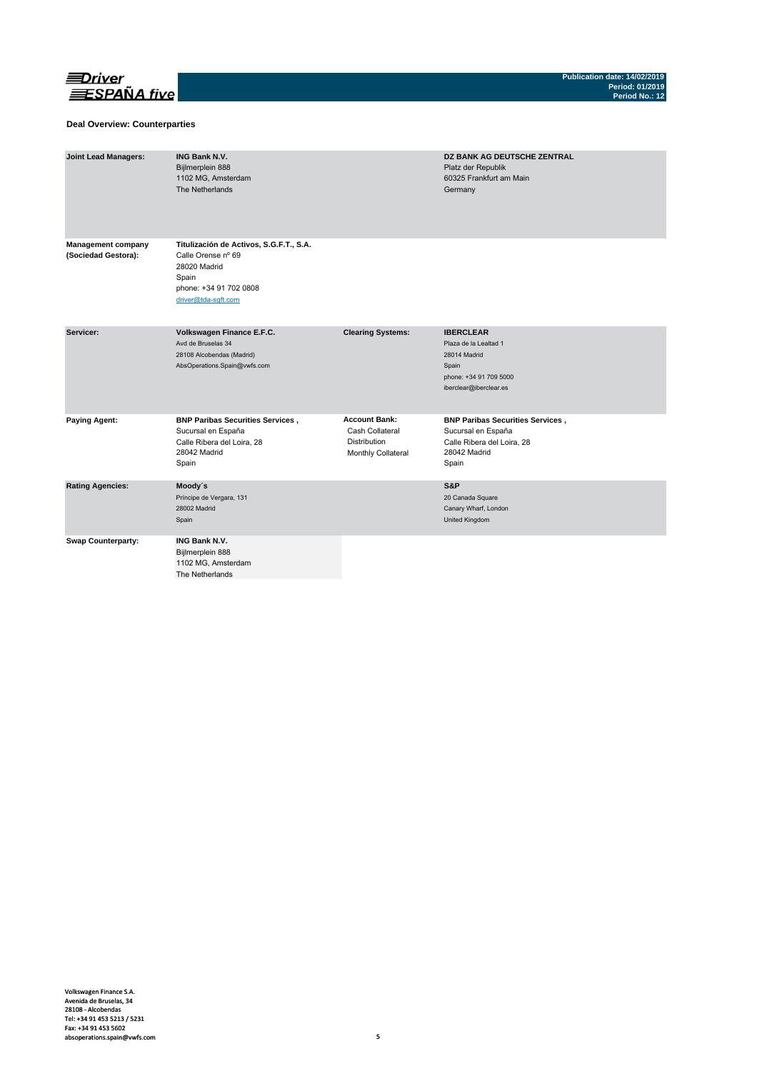## Deal Overview: Counterparties

| | | | |
|---|---|---|---|
| **Joint Lead Managers:** | **ING Bank N.V.**<br>Bijlmerplein 888<br>1102 MG, Amsterdam<br>The Netherlands | | **DZ BANK AG DEUTSCHE ZENTRAL**<br>Platz der Republik<br>60325 Frankfurt am Main<br>Germany |
| **Management company (Sociedad Gestora):** | **Titulización de Activos, S.G.F.T., S.A.**<br>Calle Orense nº 69<br>28020 Madrid<br>Spain<br>phone: +34 91 702 0808<br>driver@tda-sgft.com | | |
| **Servicer:** | **Volkswagen Finance E.F.C.**<br>Avd de Bruselas 34<br>28108 Alcobendas (Madrid)<br>AbsOperations.Spain@vwfs.com | **Clearing Systems:** | **IBERCLEAR**<br>Plaza de la Lealtad 1<br>28014 Madrid<br>Spain<br>phone: +34 91 709 5000<br>iberclear@iberclear.es |
| **Paying Agent:** | **BNP Paribas Securities Services ,**<br>Sucursal en España<br>Calle Ribera del Loira, 28<br>28042 Madrid<br>Spain | **Account Bank:**<br>Cash Collateral<br>Distribution<br>Monthly Collateral | **BNP Paribas Securities Services ,**<br>Sucursal en España<br>Calle Ribera del Loira, 28<br>28042 Madrid<br>Spain |
| **Rating Agencies:** | **Moody´s**<br>Príncipe de Vergara, 131<br>28002 Madrid<br>Spain | | **S&P**<br>20 Canada Square<br>Canary Wharf, London<br>United Kingdom |
| **Swap Counterparty:** | **ING Bank N.V.**<br>Bijlmerplein 888<br>1102 MG, Amsterdam<br>The Netherlands | | |

Volkswagen Finance S.A.
Avenida de Bruselas, 34
28108 - Alcobendas
Tel: +34 91 453 5213 / 5231
Fax: +34 91 453 5602
absoperations.spain@vwfs.com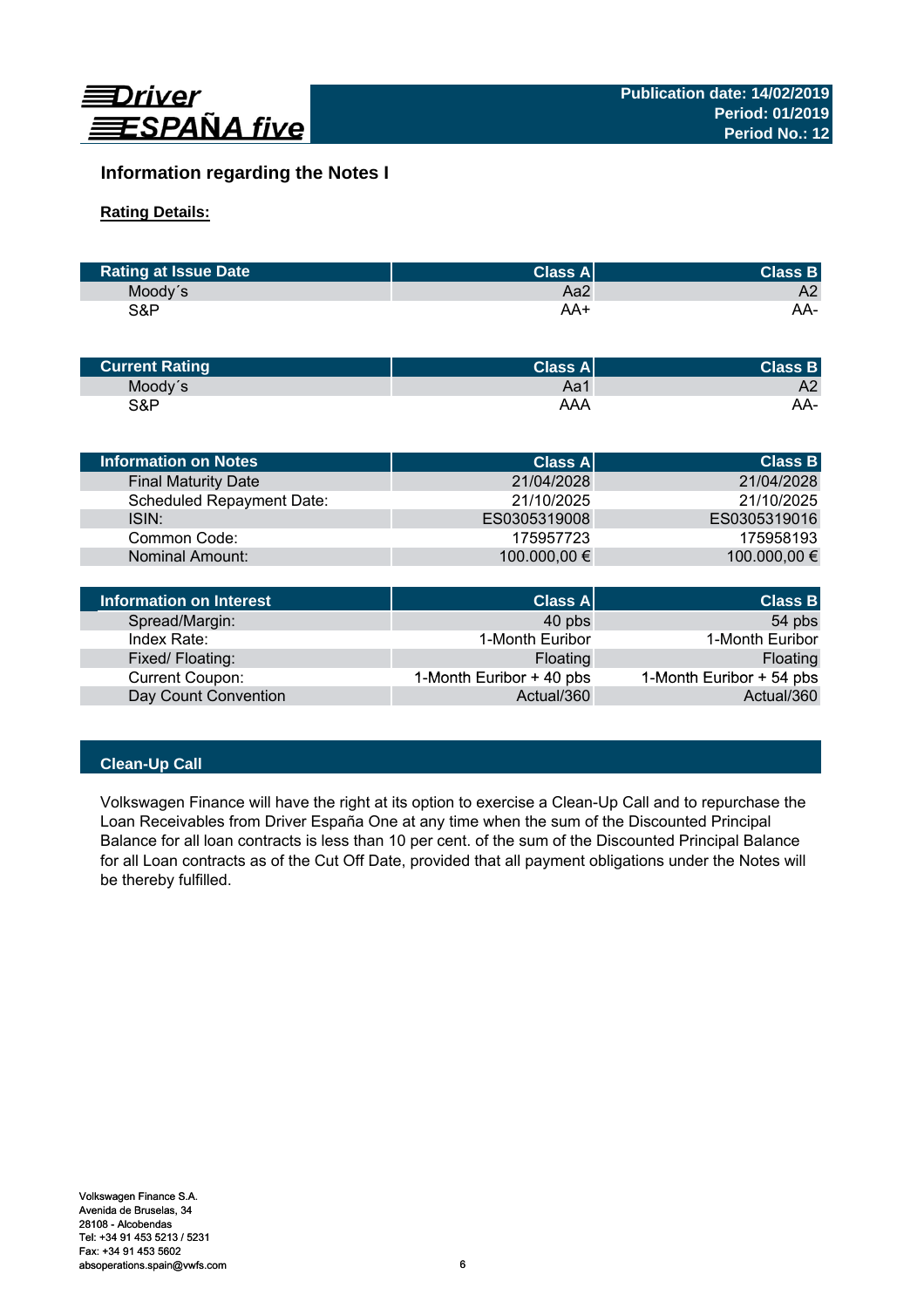## Information regarding the Notes I

**Rating Details:**

| Rating at Issue Date | Class A | Class B |
|---|---|---|
| Moody´s | Aa2 | A2 |
| S&P | AA+ | AA- |

| Current Rating | Class A | Class B |
|---|---|---|
| Moody´s | Aa1 | A2 |
| S&P | AAA | AA- |

| Information on Notes | Class A | Class B |
|---|---|---|
| Final Maturity Date | 21/04/2028 | 21/04/2028 |
| Scheduled Repayment Date: | 21/10/2025 | 21/10/2025 |
| ISIN: | ES0305319008 | ES0305319016 |
| Common Code: | 175957723 | 175958193 |
| Nominal Amount: | 100.000,00 € | 100.000,00 € |

| Information on Interest | Class A | Class B |
|---|---|---|
| Spread/Margin: | 40 pbs | 54 pbs |
| Index Rate: | 1-Month Euribor | 1-Month Euribor |
| Fixed/ Floating: | Floating | Floating |
| Current Coupon: | 1-Month Euribor + 40 pbs | 1-Month Euribor + 54 pbs |
| Day Count Convention | Actual/360 | Actual/360 |

### Clean-Up Call

Volkswagen Finance will have the right at its option to exercise a Clean-Up Call and to repurchase the Loan Receivables from Driver España One at any time when the sum of the Discounted Principal Balance for all loan contracts is less than 10 per cent. of the sum of the Discounted Principal Balance for all Loan contracts as of the Cut Off Date, provided that all payment obligations under the Notes will be thereby fulfilled.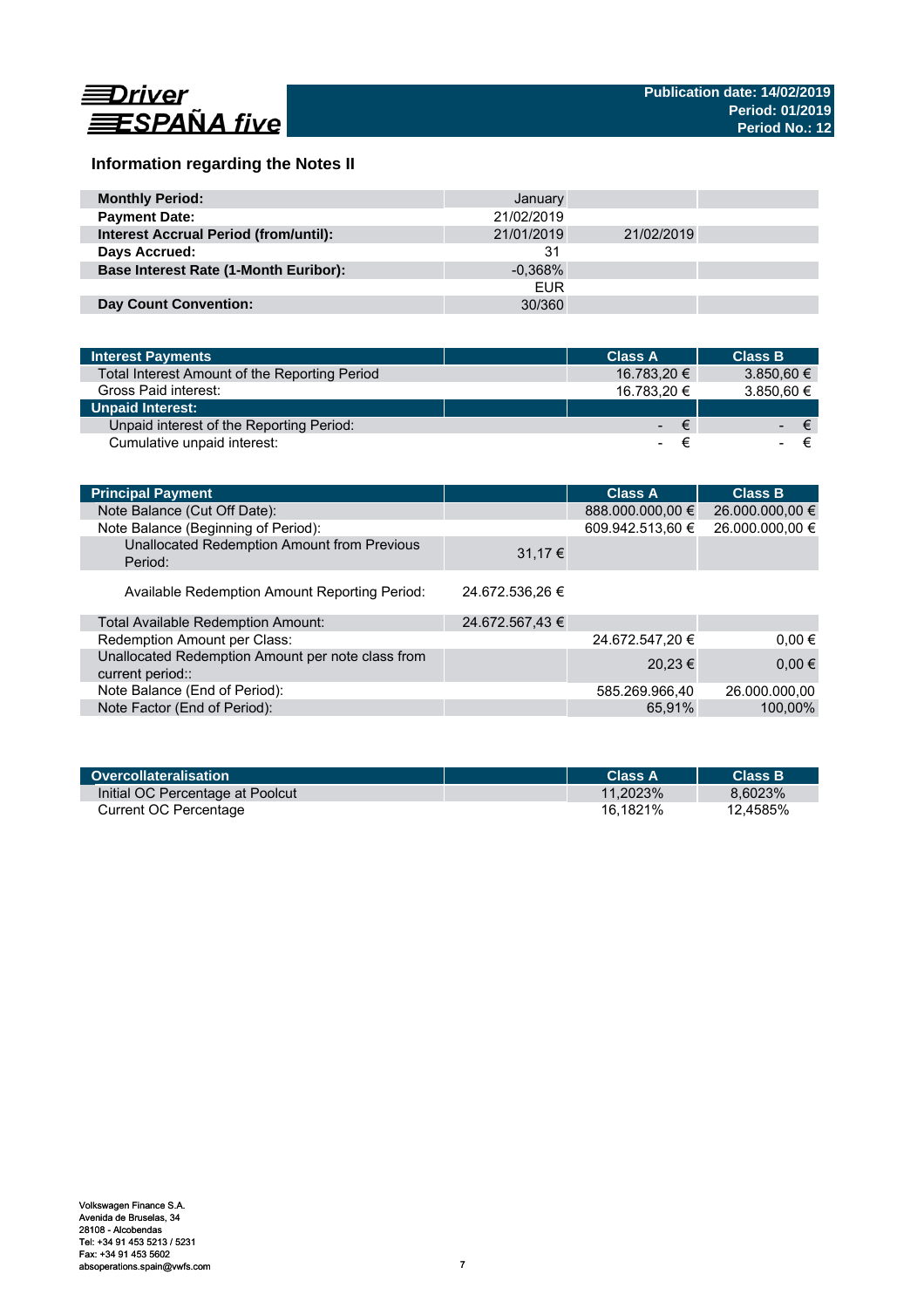Driver ESPAÑA five

**Publication date: 14/02/2019**
**Period: 01/2019**
**Period No.: 12**

## Information regarding the Notes II

| | | | |
|---|---|---|---|
| **Monthly Period:** | January | | |
| **Payment Date:** | 21/02/2019 | | |
| **Interest Accrual Period (from/until):** | 21/01/2019 | 21/02/2019 | |
| **Days Accrued:** | 31 | | |
| **Base Interest Rate (1-Month Euribor):** | -0,368% | | |
| | EUR | | |
| **Day Count Convention:** | 30/360 | | |

| **Interest Payments** | | **Class A** | **Class B** |
|---|---|---|---|
| Total Interest Amount of the Reporting Period | | 16.783,20 € | 3.850,60 € |
| Gross Paid interest: | | 16.783,20 € | 3.850,60 € |
| **Unpaid Interest:** | | | |
| Unpaid interest of the Reporting Period: | | - € | - € |
| Cumulative unpaid interest: | | - € | - € |

| **Principal Payment** | | **Class A** | **Class B** |
|---|---|---|---|
| Note Balance (Cut Off Date): | | 888.000.000,00 € | 26.000.000,00 € |
| Note Balance (Beginning of Period): | | 609.942.513,60 € | 26.000.000,00 € |
| Unallocated Redemption Amount from Previous Period: | 31,17 € | | |
| Available Redemption Amount Reporting Period: | 24.672.536,26 € | | |
| Total Available Redemption Amount: | 24.672.567,43 € | | |
| Redemption Amount per Class: | | 24.672.547,20 € | 0,00 € |
| Unallocated Redemption Amount per note class from current period:: | | 20,23 € | 0,00 € |
| Note Balance (End of Period): | | 585.269.966,40 | 26.000.000,00 |
| Note Factor (End of Period): | | 65,91% | 100,00% |

| **Overcollateralisation** | | **Class A** | **Class B** |
|---|---|---|---|
| Initial OC Percentage at Poolcut | | 11,2023% | 8,6023% |
| Current OC Percentage | | 16,1821% | 12,4585% |

Volkswagen Finance S.A.
Avenida de Bruselas, 34
28108 - Alcobendas
Tel: +34 91 453 5213 / 5231
Fax: +34 91 453 5602
absoperations.spain@vwfs.com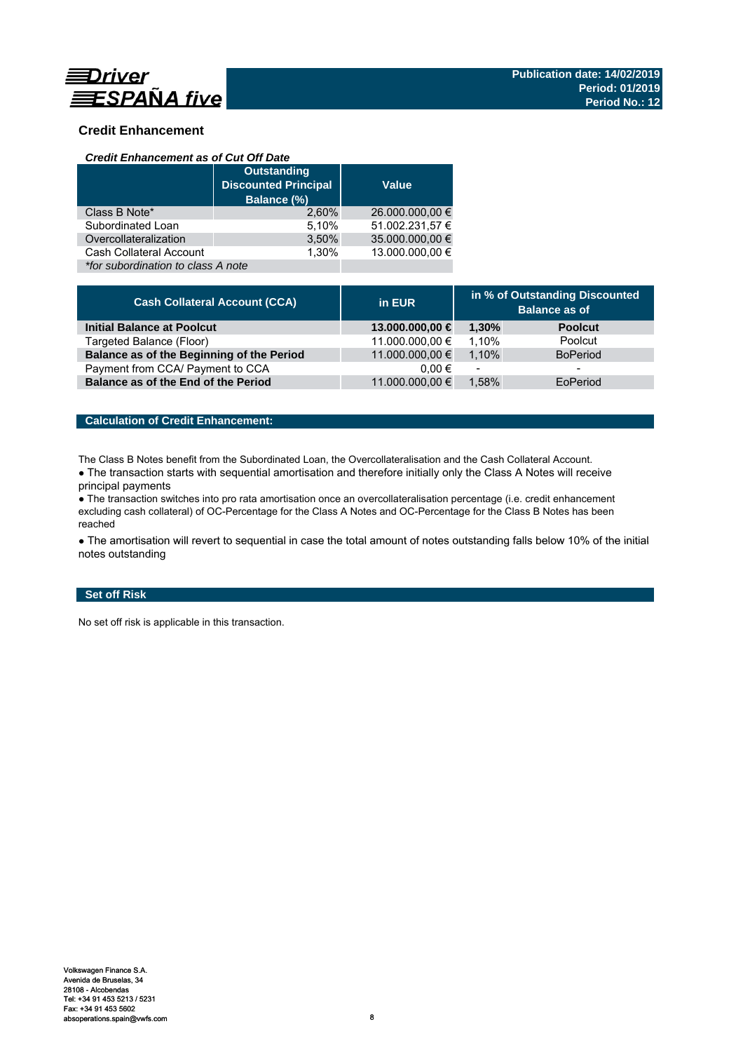## Credit Enhancement

### *Credit Enhancement as of Cut Off Date*

| | Outstanding Discounted Principal Balance (%) | Value |
|---|---|---|
| Class B Note* | 2,60% | 26.000.000,00 € |
| Subordinated Loan | 5,10% | 51.002.231,57 € |
| Overcollateralization | 3,50% | 35.000.000,00 € |
| Cash Collateral Account | 1,30% | 13.000.000,00 € |
| *\*for subordination to class A note* | | |

| Cash Collateral Account (CCA) | in EUR | in % of Outstanding Discounted Balance as of | |
|---|---|---|---|
| **Initial Balance at Poolcut** | **13.000.000,00 €** | **1,30%** | **Poolcut** |
| Targeted Balance (Floor) | 11.000.000,00 € | 1,10% | Poolcut |
| **Balance as of the Beginning of the Period** | 11.000.000,00 € | 1,10% | BoPeriod |
| Payment from CCA/ Payment to CCA | 0,00 € | - | - |
| **Balance as of the End of the Period** | 11.000.000,00 € | 1,58% | EoPeriod |

### Calculation of Credit Enhancement:

The Class B Notes benefit from the Subordinated Loan, the Overcollateralisation and the Cash Collateral Account.

● The transaction starts with sequential amortisation and therefore initially only the Class A Notes will receive principal payments

● The transaction switches into pro rata amortisation once an overcollateralisation percentage (i.e. credit enhancement excluding cash collateral) of OC-Percentage for the Class A Notes and OC-Percentage for the Class B Notes has been reached

● The amortisation will revert to sequential in case the total amount of notes outstanding falls below 10% of the initial notes outstanding

### Set off Risk

No set off risk is applicable in this transaction.

Volkswagen Finance S.A.
Avenida de Bruselas, 34
28108 - Alcobendas
Tel: +34 91 453 5213 / 5231
Fax: +34 91 453 5602
absoperations.spain@vwfs.com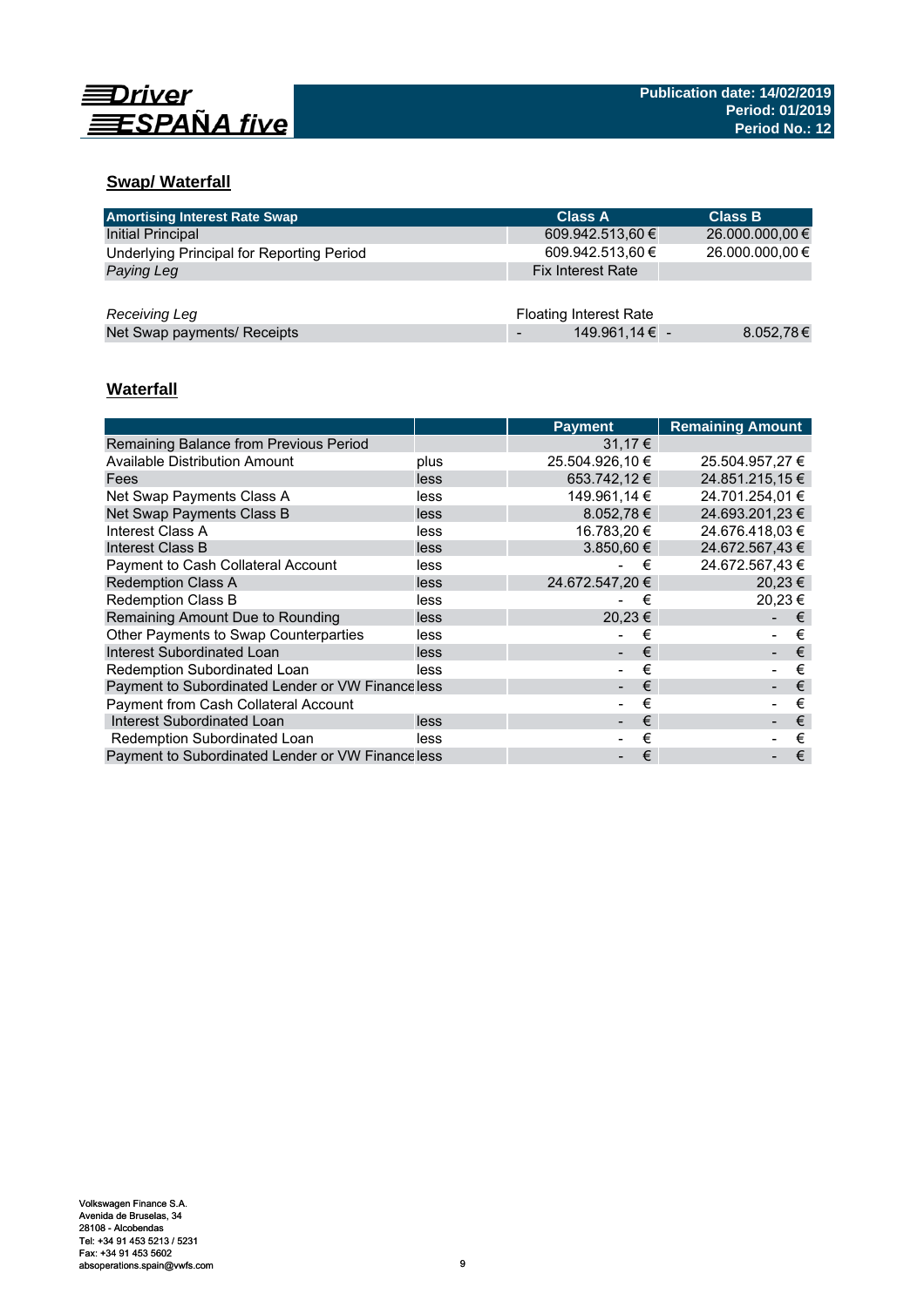Driver ESPAÑA five

Publication date: 14/02/2019
Period: 01/2019
Period No.: 12

## Swap/ Waterfall

| Amortising Interest Rate Swap | Class A | Class B |
|---|---|---|
| Initial Principal | 609.942.513,60 € | 26.000.000,00 € |
| Underlying Principal for Reporting Period | 609.942.513,60 € | 26.000.000,00 € |
| *Paying Leg* | Fix Interest Rate | |
| | | |
| *Receiving Leg* | Floating Interest Rate | |
| Net Swap payments/ Receipts | - 149.961,14 € | - 8.052,78 € |

## Waterfall

| | | Payment | Remaining Amount |
|---|---|---|---|
| Remaining Balance from Previous Period | | 31,17 € | |
| Available Distribution Amount | plus | 25.504.926,10 € | 25.504.957,27 € |
| Fees | less | 653.742,12 € | 24.851.215,15 € |
| Net Swap Payments Class A | less | 149.961,14 € | 24.701.254,01 € |
| Net Swap Payments Class B | less | 8.052,78 € | 24.693.201,23 € |
| Interest Class A | less | 16.783,20 € | 24.676.418,03 € |
| Interest Class B | less | 3.850,60 € | 24.672.567,43 € |
| Payment to Cash Collateral Account | less | - € | 24.672.567,43 € |
| Redemption Class A | less | 24.672.547,20 € | 20,23 € |
| Redemption Class B | less | - € | 20,23 € |
| Remaining Amount Due to Rounding | less | 20,23 € | - € |
| Other Payments to Swap Counterparties | less | - € | - € |
| Interest Subordinated Loan | less | - € | - € |
| Redemption Subordinated Loan | less | - € | - € |
| Payment to Subordinated Lender or VW Finance | less | - € | - € |
| Payment from Cash Collateral Account | | - € | - € |
| Interest Subordinated Loan | less | - € | - € |
| Redemption Subordinated Loan | less | - € | - € |
| Payment to Subordinated Lender or VW Finance | less | - € | - € |

Volkswagen Finance S.A.
Avenida de Bruselas, 34
28108 - Alcobendas
Tel: +34 91 453 5213 / 5231
Fax: +34 91 453 5602
absoperations.spain@vwfs.com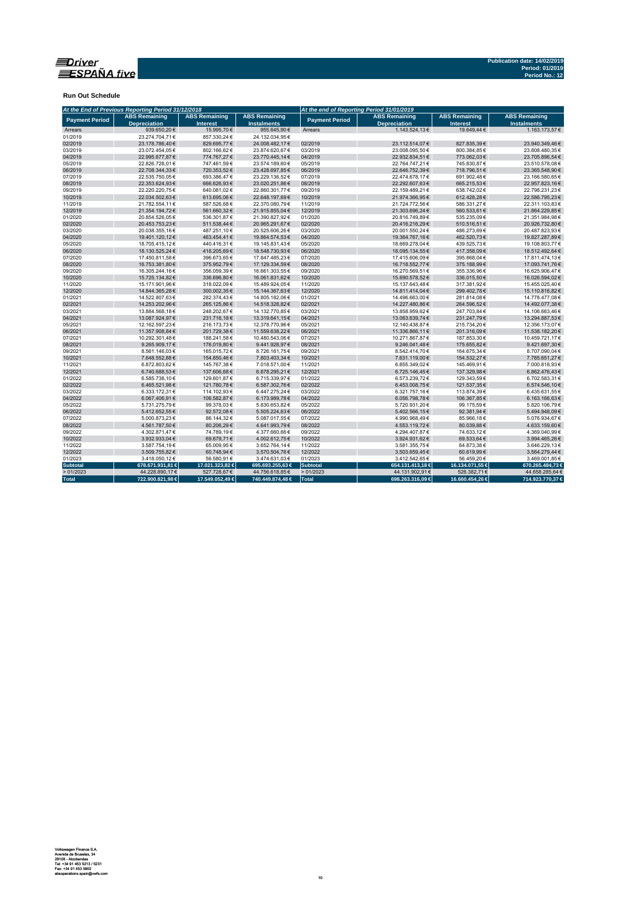**Publication date: 14/02/2019**
**Period: 01/2019**
**Period No.: 12**

**Run Out Schedule**

| At the End of Previous Reporting Period 31/12/2018 | | | | At the end of Reporting Period 31/01/2019 | | | |
|---|---|---|---|---|---|---|---|
| Payment Period | ABS Remaining Depreciation | ABS Remaining Interest | ABS Remaining Instalments | Payment Period | ABS Remaining Depreciation | ABS Remaining Interest | ABS Remaining Instalments |
| Arrears | 939.650,20 € | 15.995,70 € | 955.645,90 € | Arrears | 1.143.524,13 € | 19.649,44 € | 1.163.173,57 € |
| 01/2019 | 23.274.704,71 € | 857.330,24 € | 24.132.034,95 € | | | | |
| 02/2019 | 23.178.786,40 € | 829.695,77 € | 24.008.482,17 € | 02/2019 | 23.112.514,07 € | 827.835,39 € | 23.940.349,46 € |
| 03/2019 | 23.072.454,05 € | 802.166,62 € | 23.874.620,67 € | 03/2019 | 23.008.095,50 € | 800.384,85 € | 23.808.480,35 € |
| 04/2019 | 22.995.677,87 € | 774.767,27 € | 23.770.445,14 € | 04/2019 | 22.932.834,51 € | 773.062,03 € | 23.705.896,54 € |
| 05/2019 | 22.826.728,01 € | 747.461,59 € | 23.574.189,60 € | 05/2019 | 22.764.747,21 € | 745.830,87 € | 23.510.578,08 € |
| 06/2019 | 22.708.344,33 € | 720.353,52 € | 23.428.697,85 € | 06/2019 | 22.646.752,39 € | 718.796,51 € | 23.365.548,90 € |
| 07/2019 | 22.535.750,05 € | 693.386,47 € | 23.229.136,52 € | 07/2019 | 22.474.678,17 € | 691.902,48 € | 23.166.580,65 € |
| 08/2019 | 22.353.624,93 € | 666.626,93 € | 23.020.251,86 € | 08/2019 | 22.292.607,63 € | 665.215,53 € | 22.957.823,16 € |
| 09/2019 | 22.220.220,75 € | 640.081,02 € | 22.860.301,77 € | 09/2019 | 22.159.489,21 € | 638.742,02 € | 22.798.231,23 € |
| 10/2019 | 22.034.502,63 € | 613.695,06 € | 22.648.197,69 € | 10/2019 | 21.974.366,95 € | 612.428,28 € | 22.586.795,23 € |
| 11/2019 | 21.782.554,11 € | 587.526,68 € | 22.370.080,79 € | 11/2019 | 21.724.772,56 € | 586.331,27 € | 22.311.103,83 € |
| 12/2019 | 21.354.194,72 € | 561.660,32 € | 21.915.855,04 € | 12/2019 | 21.303.696,24 € | 560.533,61 € | 21.864.229,85 € |
| 01/2020 | 20.854.526,05 € | 536.301,87 € | 21.390.827,92 € | 01/2020 | 20.816.749,89 € | 535.235,09 € | 21.351.984,98 € |
| 02/2020 | 20.453.753,23 € | 511.538,44 € | 20.965.291,67 € | 02/2020 | 20.416.216,29 € | 510.516,51 € | 20.926.732,80 € |
| 03/2020 | 20.038.355,16 € | 487.251,10 € | 20.525.606,26 € | 03/2020 | 20.001.550,24 € | 486.273,69 € | 20.487.823,93 € |
| 04/2020 | 19.401.120,12 € | 463.454,41 € | 19.864.574,53 € | 04/2020 | 19.364.767,16 € | 462.520,73 € | 19.827.287,89 € |
| 05/2020 | 18.705.415,12 € | 440.416,31 € | 19.145.831,43 € | 05/2020 | 18.669.278,04 € | 439.525,73 € | 19.108.803,77 € |
| 06/2020 | 18.130.525,24 € | 418.205,69 € | 18.548.730,93 € | 06/2020 | 18.095.134,55 € | 417.358,09 € | 18.512.492,64 € |
| 07/2020 | 17.450.811,58 € | 396.673,65 € | 17.847.485,23 € | 07/2020 | 17.415.606,09 € | 395.868,04 € | 17.811.474,13 € |
| 08/2020 | 16.753.381,80 € | 375.952,79 € | 17.129.334,59 € | 08/2020 | 16.718.552,77 € | 375.188,99 € | 17.093.741,76 € |
| 09/2020 | 16.305.244,16 € | 356.059,39 € | 16.661.303,55 € | 09/2020 | 16.270.569,51 € | 355.336,96 € | 16.625.906,47 € |
| 10/2020 | 15.725.134,82 € | 336.696,80 € | 16.061.831,62 € | 10/2020 | 15.690.578,52 € | 336.015,50 € | 16.026.594,02 € |
| 11/2020 | 15.171.901,96 € | 318.022,09 € | 15.489.924,05 € | 11/2020 | 15.137.643,48 € | 317.381,92 € | 15.455.025,40 € |
| 12/2020 | 14.844.365,28 € | 300.002,35 € | 15.144.367,63 € | 12/2020 | 14.811.414,04 € | 299.402,78 € | 15.110.816,82 € |
| 01/2021 | 14.522.807,63 € | 282.374,43 € | 14.805.182,06 € | 01/2021 | 14.496.663,00 € | 281.814,08 € | 14.778.477,08 € |
| 02/2021 | 14.253.202,96 € | 265.125,86 € | 14.518.328,82 € | 02/2021 | 14.227.480,86 € | 264.596,52 € | 14.492.077,38 € |
| 03/2021 | 13.884.568,18 € | 248.202,67 € | 14.132.770,85 € | 03/2021 | 13.858.959,62 € | 247.703,84 € | 14.106.663,46 € |
| 04/2021 | 13.087.924,97 € | 231.716,18 € | 13.319.641,15 € | 04/2021 | 13.063.639,74 € | 231.247,79 € | 13.294.887,53 € |
| 05/2021 | 12.162.597,23 € | 216.173,73 € | 12.378.770,96 € | 05/2021 | 12.140.438,87 € | 215.734,20 € | 12.356.173,07 € |
| 06/2021 | 11.357.908,84 € | 201.729,38 € | 11.559.638,22 € | 06/2021 | 11.336.866,11 € | 201.316,09 € | 11.538.182,20 € |
| 07/2021 | 10.292.301,48 € | 188.241,58 € | 10.480.543,06 € | 07/2021 | 10.271.867,87 € | 187.853,30 € | 10.459.721,17 € |
| 08/2021 | 9.265.909,17 € | 176.019,80 € | 9.441.928,97 € | 08/2021 | 9.246.041,48 € | 175.655,82 € | 9.421.697,30 € |
| 09/2021 | 8.561.146,03 € | 165.015,72 € | 8.726.161,75 € | 09/2021 | 8.542.414,70 € | 164.675,34 € | 8.707.090,04 € |
| 10/2021 | 7.648.552,88 € | 154.850,46 € | 7.803.403,34 € | 10/2021 | 7.631.119,00 € | 154.532,27 € | 7.785.651,27 € |
| 11/2021 | 6.872.803,62 € | 145.767,38 € | 7.018.571,00 € | 11/2021 | 6.855.349,02 € | 145.469,91 € | 7.000.818,93 € |
| 12/2021 | 6.740.688,53 € | 137.606,68 € | 6.878.295,21 € | 12/2021 | 6.725.146,45 € | 137.329,98 € | 6.862.476,43 € |
| 01/2022 | 6.585.738,10 € | 129.601,87 € | 6.715.339,97 € | 01/2022 | 6.573.239,72 € | 129.343,59 € | 6.702.583,31 € |
| 02/2022 | 6.465.521,98 € | 121.780,78 € | 6.587.302,76 € | 02/2022 | 6.453.008,75 € | 121.537,35 € | 6.574.546,10 € |
| 03/2022 | 6.333.172,31 € | 114.102,93 € | 6.447.275,24 € | 03/2022 | 6.321.757,16 € | 113.874,39 € | 6.435.631,55 € |
| 04/2022 | 6.067.406,91 € | 106.582,87 € | 6.173.989,78 € | 04/2022 | 6.056.798,78 € | 106.367,85 € | 6.163.166,63 € |
| 05/2022 | 5.731.275,79 € | 99.378,03 € | 5.830.653,82 € | 05/2022 | 5.720.931,20 € | 99.175,59 € | 5.820.106,79 € |
| 06/2022 | 5.412.652,55 € | 92.572,08 € | 5.505.224,63 € | 06/2022 | 5.402.566,15 € | 92.381,94 € | 5.494.948,09 € |
| 07/2022 | 5.000.873,23 € | 86.144,32 € | 5.087.017,55 € | 07/2022 | 4.990.968,49 € | 85.966,18 € | 5.076.934,67 € |
| 08/2022 | 4.561.787,50 € | 80.206,29 € | 4.641.993,79 € | 08/2022 | 4.553.119,72 € | 80.039,88 € | 4.633.159,60 € |
| 09/2022 | 4.302.871,47 € | 74.789,19 € | 4.377.660,66 € | 09/2022 | 4.294.407,87 € | 74.633,12 € | 4.369.040,99 € |
| 10/2022 | 3.932.933,04 € | 69.679,71 € | 4.002.612,75 € | 10/2022 | 3.924.931,62 € | 69.533,64 € | 3.994.465,26 € |
| 11/2022 | 3.587.754,19 € | 65.009,95 € | 3.652.764,14 € | 11/2022 | 3.581.355,75 € | 64.873,38 € | 3.646.229,13 € |
| 12/2022 | 3.509.755,82 € | 60.748,94 € | 3.570.504,76 € | 12/2022 | 3.503.659,45 € | 60.619,99 € | 3.564.279,44 € |
| 01/2023 | 3.418.050,12 € | 56.580,91 € | 3.474.631,03 € | 01/2023 | 3.412.542,65 € | 56.459,20 € | 3.469.001,85 € |
| **Subtotal** | **678.671.931,81 €** | **17.021.323,82 €** | **695.693.255,63 €** | **Subtotal** | **654.131.413,18 €** | **16.134.071,55 €** | **670.265.484,73 €** |
| > 01/2023 | 44.228.890,17 € | 527.728,67 € | 44.756.618,85 € | > 01/2023 | 44.131.902,91 € | 526.382,71 € | 44.658.285,64 € |
| **Total** | **722.900.821,98 €** | **17.549.052,49 €** | **740.449.874,48 €** | **Total** | **698.263.316,09 €** | **16.660.454,26 €** | **714.923.770,37 €** |

Volkswagen Finance S.A.
Avenida de Bruselas, 34
28108 - Alcobendas
Tel: +34 91 453 5213 / 5231
Fax: +34 91 453 5802
absoperations.spain@vwfs.com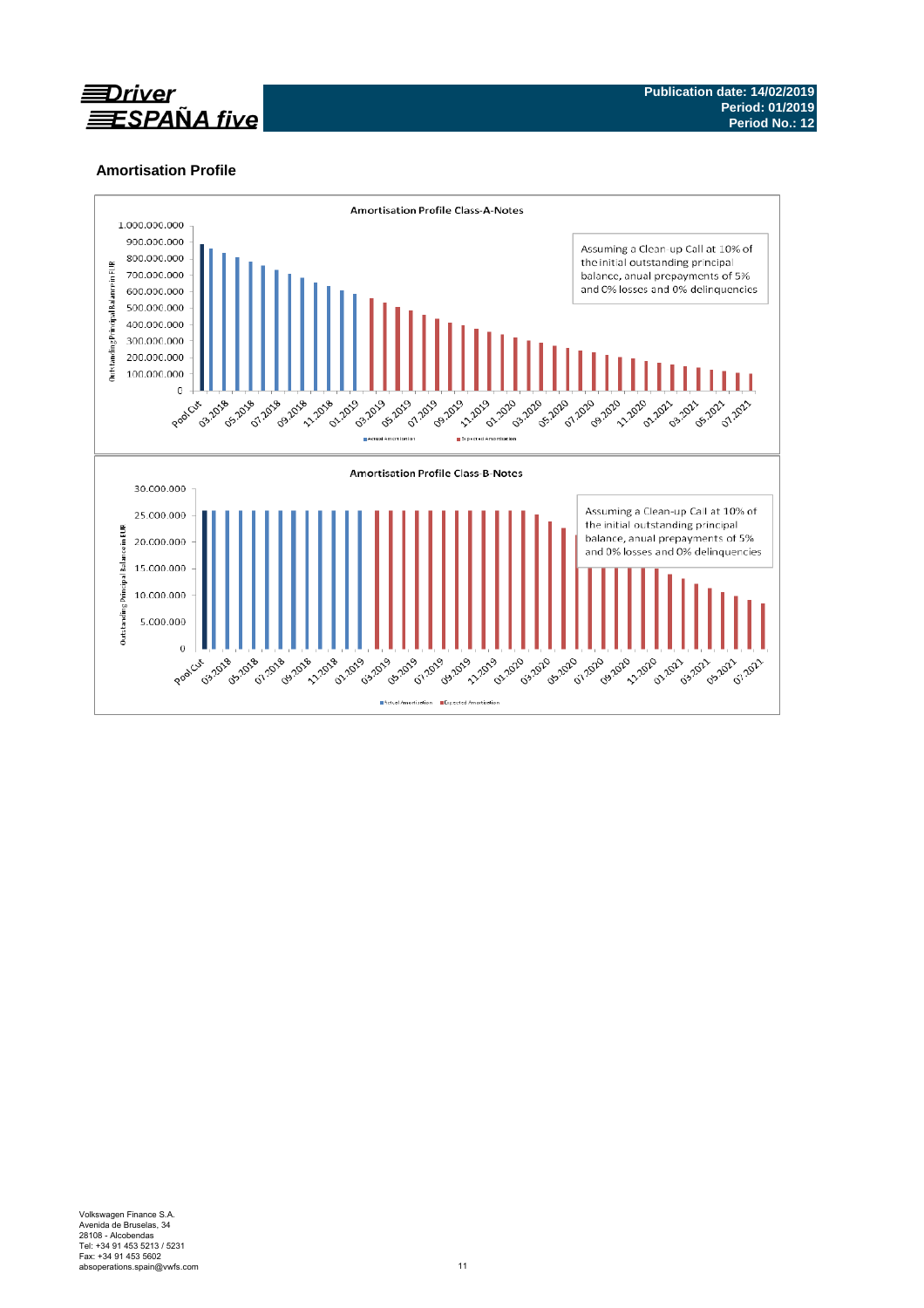## Amortisation Profile

**Amortisation Profile Class-A-Notes**

Assuming a Clean-up Call at 10% of the initial outstanding principal balance, anual prepayments of 5% and 0% losses and 0% delinquencies

Actual Amortization / Expected Amortization

**Amortisation Profile Class-B-Notes**

Assuming a Clean-up Call at 10% of the initial outstanding principal balance, anual prepayments of 5% and 0% losses and 0% delinquencies

Actual Amortization / Expected Amortization

Volkswagen Finance S.A.
Avenida de Bruselas, 34
28108 - Alcobendas
Tel: +34 91 453 5213 / 5231
Fax: +34 91 453 5602
absoperations.spain@vwfs.com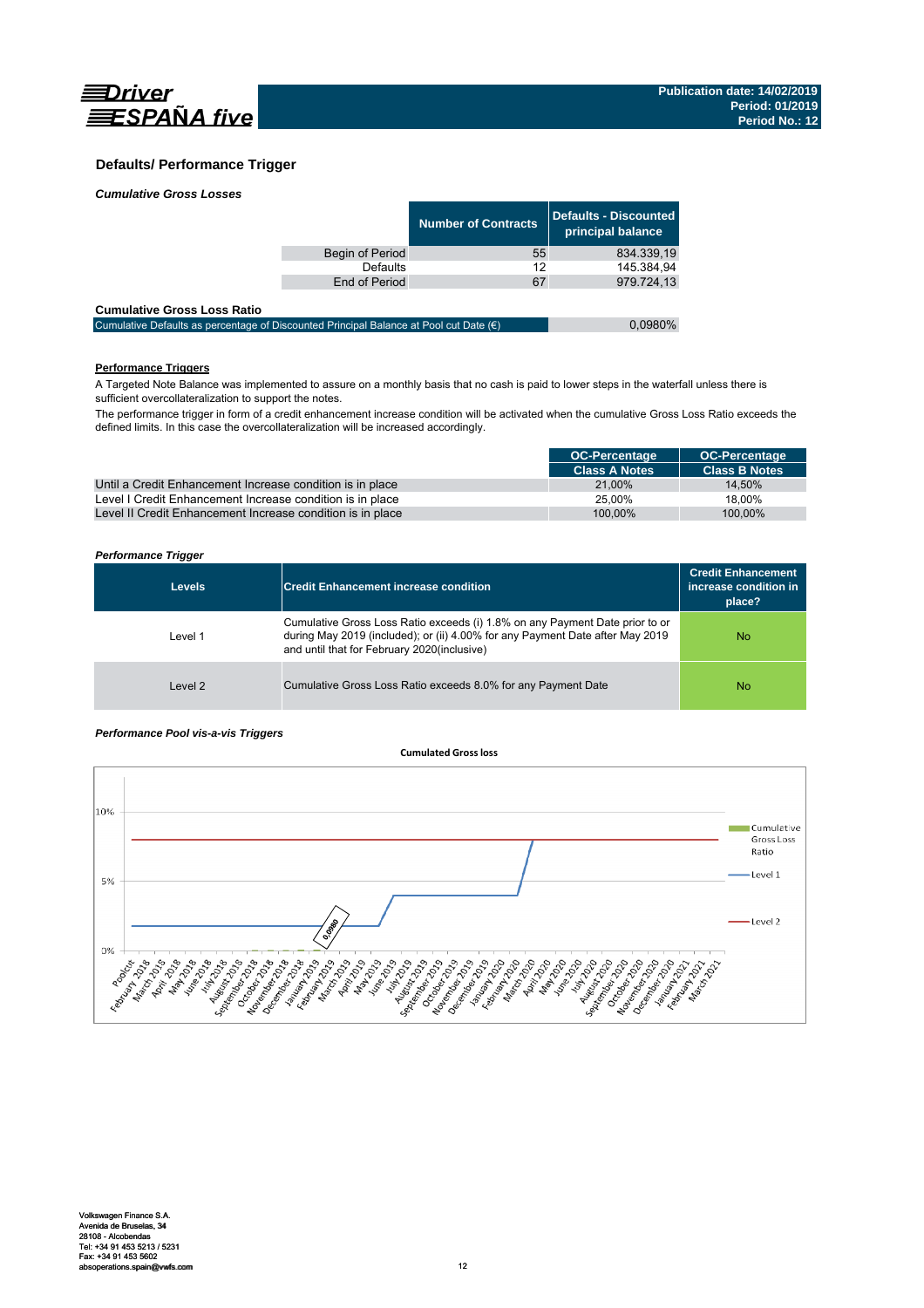## Defaults/ Performance Trigger

*Cumulative Gross Losses*

| | Number of Contracts | Defaults - Discounted principal balance |
|---|---|---|
| Begin of Period | 55 | 834.339,19 |
| Defaults | 12 | 145.384,94 |
| End of Period | 67 | 979.724,13 |

**Cumulative Gross Loss Ratio**

| | |
|---|---|
| Cumulative Defaults as percentage of Discounted Principal Balance at Pool cut Date (€) | 0,0980% |

**Performance Triggers**

A Targeted Note Balance was implemented to assure on a monthly basis that no cash is paid to lower steps in the waterfall unless there is sufficient overcollateralization to support the notes.

The performance trigger in form of a credit enhancement increase condition will be activated when the cumulative Gross Loss Ratio exceeds the defined limits. In this case the overcollateralization will be increased accordingly.

| | OC-Percentage Class A Notes | OC-Percentage Class B Notes |
|---|---|---|
| Until a Credit Enhancement Increase condition is in place | 21,00% | 14,50% |
| Level I Credit Enhancement Increase condition is in place | 25,00% | 18,00% |
| Level II Credit Enhancement Increase condition is in place | 100,00% | 100,00% |

*Performance Trigger*

| Levels | Credit Enhancement increase condition | Credit Enhancement increase condition in place? |
|---|---|---|
| Level 1 | Cumulative Gross Loss Ratio exceeds (i) 1.8% on any Payment Date prior to or during May 2019 (included); or (ii) 4.00% for any Payment Date after May 2019 and until that for February 2020(inclusive) | No |
| Level 2 | Cumulative Gross Loss Ratio exceeds 8.0% for any Payment Date | No |

*Performance Pool vis-a-vis Triggers*

**Cumulated Gross loss**

Chart legend: Cumulative Gross Loss Ratio; Level 1; Level 2. Y-axis: 0%, 5%, 10%. X-axis: Poolcut, February 2018 through March 2021. Data label: 0,0980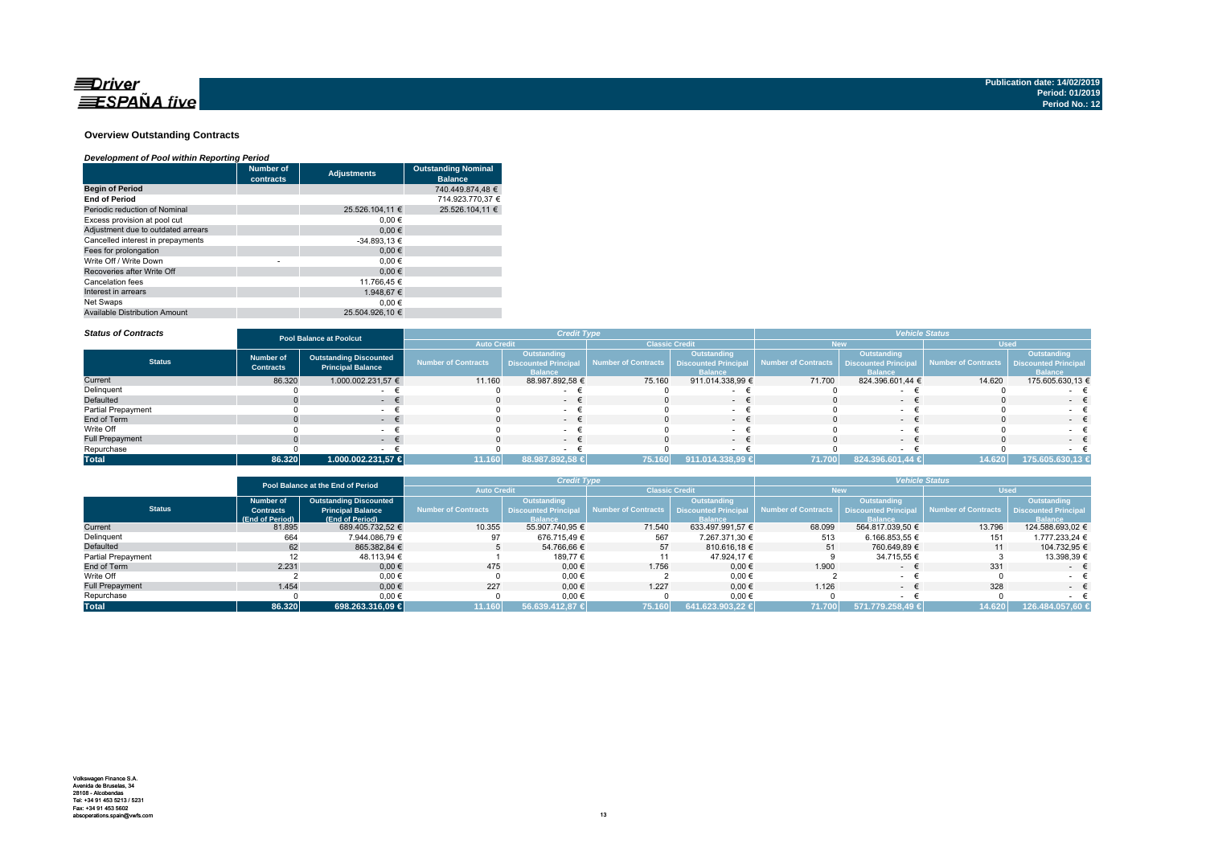Publication date: 14/02/2019
Period: 01/2019
Period No.: 12

## Overview Outstanding Contracts

### *Development of Pool within Reporting Period*

| | Number of contracts | Adjustments | Outstanding Nominal Balance |
|---|---|---|---|
| **Begin of Period** | | | 740.449.874,48 € |
| **End of Period** | | | 714.923.770,37 € |
| Periodic reduction of Nominal | | 25.526.104,11 € | 25.526.104,11 € |
| Excess provision at pool cut | | 0,00 € | |
| Adjustment due to outdated arrears | | 0,00 € | |
| Cancelled interest in prepayments | | -34.893,13 € | |
| Fees for prolongation | | 0,00 € | |
| Write Off / Write Down | - | 0,00 € | |
| Recoveries after Write Off | | 0,00 € | |
| Cancelation fees | | 11.766,45 € | |
| Interest in arrears | | 1.948,67 € | |
| Net Swaps | | 0,00 € | |
| Available Distribution Amount | | 25.504.926,10 € | |

### *Status of Contracts*

| | Pool Balance at Poolcut | | Credit Type | | | | Vehicle Status | | | |
|---|---|---|---|---|---|---|---|---|---|---|
| | | | Auto Credit | | Classic Credit | | New | | Used | |
| **Status** | Number of Contracts | Outstanding Discounted Principal Balance | Number of Contracts | Outstanding Discounted Principal Balance | Number of Contracts | Outstanding Discounted Principal Balance | Number of Contracts | Outstanding Discounted Principal Balance | Number of Contracts | Outstanding Discounted Principal Balance |
| Current | 86.320 | 1.000.002.231,57 € | 11.160 | 88.987.892,58 € | 75.160 | 911.014.338,99 € | 71.700 | 824.396.601,44 € | 14.620 | 175.605.630,13 € |
| Delinquent | 0 | - € | 0 | - € | 0 | - € | 0 | - € | 0 | - € |
| Defaulted | 0 | - € | 0 | - € | 0 | - € | 0 | - € | 0 | - € |
| Partial Prepayment | 0 | - € | 0 | - € | 0 | - € | 0 | - € | 0 | - € |
| End of Term | 0 | - € | 0 | - € | 0 | - € | 0 | - € | 0 | - € |
| Write Off | 0 | - € | 0 | - € | 0 | - € | 0 | - € | 0 | - € |
| Full Prepayment | 0 | - € | 0 | - € | 0 | - € | 0 | - € | 0 | - € |
| Repurchase | 0 | - € | 0 | - € | 0 | - € | 0 | - € | 0 | - € |
| **Total** | **86.320** | **1.000.002.231,57 €** | **11.160** | **88.987.892,58 €** | **75.160** | **911.014.338,99 €** | **71.700** | **824.396.601,44 €** | **14.620** | **175.605.630,13 €** |

| | Pool Balance at the End of Period | | Credit Type | | | | Vehicle Status | | | |
|---|---|---|---|---|---|---|---|---|---|---|
| | | | Auto Credit | | Classic Credit | | New | | Used | |
| **Status** | Number of Contracts (End of Period) | Outstanding Discounted Principal Balance (End of Period) | Number of Contracts | Outstanding Discounted Principal Balance | Number of Contracts | Outstanding Discounted Principal Balance | Number of Contracts | Outstanding Discounted Principal Balance | Number of Contracts | Outstanding Discounted Principal Balance |
| Current | 81.895 | 689.405.732,52 € | 10.355 | 55.907.740,95 € | 71.540 | 633.497.991,57 € | 68.099 | 564.817.039,50 € | 13.796 | 124.588.693,02 € |
| Delinquent | 664 | 7.944.086,79 € | 97 | 676.715,49 € | 567 | 7.267.371,30 € | 513 | 6.166.853,55 € | 151 | 1.777.233,24 € |
| Defaulted | 62 | 865.382,84 € | 5 | 54.766,66 € | 57 | 810.616,18 € | 51 | 760.649,89 € | 11 | 104.732,95 € |
| Partial Prepayment | 12 | 48.113,94 € | 1 | 189,77 € | 11 | 47.924,17 € | 9 | 34.715,55 € | 3 | 13.398,39 € |
| End of Term | 2.231 | 0,00 € | 475 | 0,00 € | 1.756 | 0,00 € | 1.900 | - € | 331 | - € |
| Write Off | 2 | 0,00 € | 0 | 0,00 € | 2 | 0,00 € | 2 | - € | 0 | - € |
| Full Prepayment | 1.454 | 0,00 € | 227 | 0,00 € | 1.227 | 0,00 € | 1.126 | - € | 328 | - € |
| Repurchase | 0 | 0,00 € | 0 | 0,00 € | 0 | 0,00 € | 0 | - € | 0 | - € |
| **Total** | **86.320** | **698.263.316,09 €** | **11.160** | **56.639.412,87 €** | **75.160** | **641.623.903,22 €** | **71.700** | **571.779.258,49 €** | **14.620** | **126.484.057,60 €** |

Volkswagen Finance S.A.
Avenida de Bruselas, 34
28108 - Alcobendas
Tel: +34 91 453 5213 / 5231
Fax: +34 91 453 5602
absoperations.spain@vwfs.com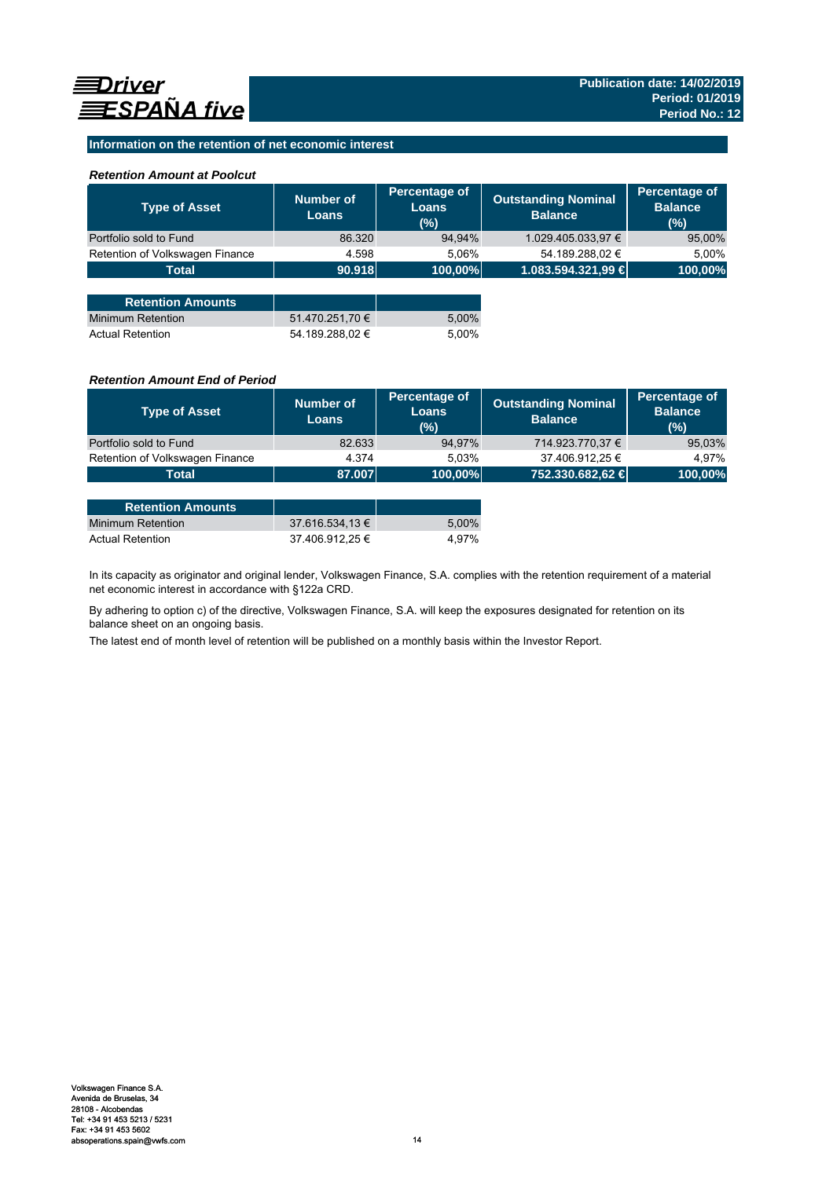## Information on the retention of net economic interest

### *Retention Amount at Poolcut*

| Type of Asset | Number of Loans | Percentage of Loans (%) | Outstanding Nominal Balance | Percentage of Balance (%) |
|---|---|---|---|---|
| Portfolio sold to Fund | 86.320 | 94,94% | 1.029.405.033,97 € | 95,00% |
| Retention of Volkswagen Finance | 4.598 | 5,06% | 54.189.288,02 € | 5,00% |
| **Total** | **90.918** | **100,00%** | **1.083.594.321,99 €** | **100,00%** |

| Retention Amounts | | |
|---|---|---|
| Minimum Retention | 51.470.251,70 € | 5,00% |
| Actual Retention | 54.189.288,02 € | 5,00% |

### *Retention Amount End of Period*

| Type of Asset | Number of Loans | Percentage of Loans (%) | Outstanding Nominal Balance | Percentage of Balance (%) |
|---|---|---|---|---|
| Portfolio sold to Fund | 82.633 | 94,97% | 714.923.770,37 € | 95,03% |
| Retention of Volkswagen Finance | 4.374 | 5,03% | 37.406.912,25 € | 4,97% |
| **Total** | **87.007** | **100,00%** | **752.330.682,62 €** | **100,00%** |

| Retention Amounts | | |
|---|---|---|
| Minimum Retention | 37.616.534,13 € | 5,00% |
| Actual Retention | 37.406.912,25 € | 4,97% |

In its capacity as originator and original lender, Volkswagen Finance, S.A. complies with the retention requirement of a material net economic interest in accordance with §122a CRD.

By adhering to option c) of the directive, Volkswagen Finance, S.A. will keep the exposures designated for retention on its balance sheet on an ongoing basis.

The latest end of month level of retention will be published on a monthly basis within the Investor Report.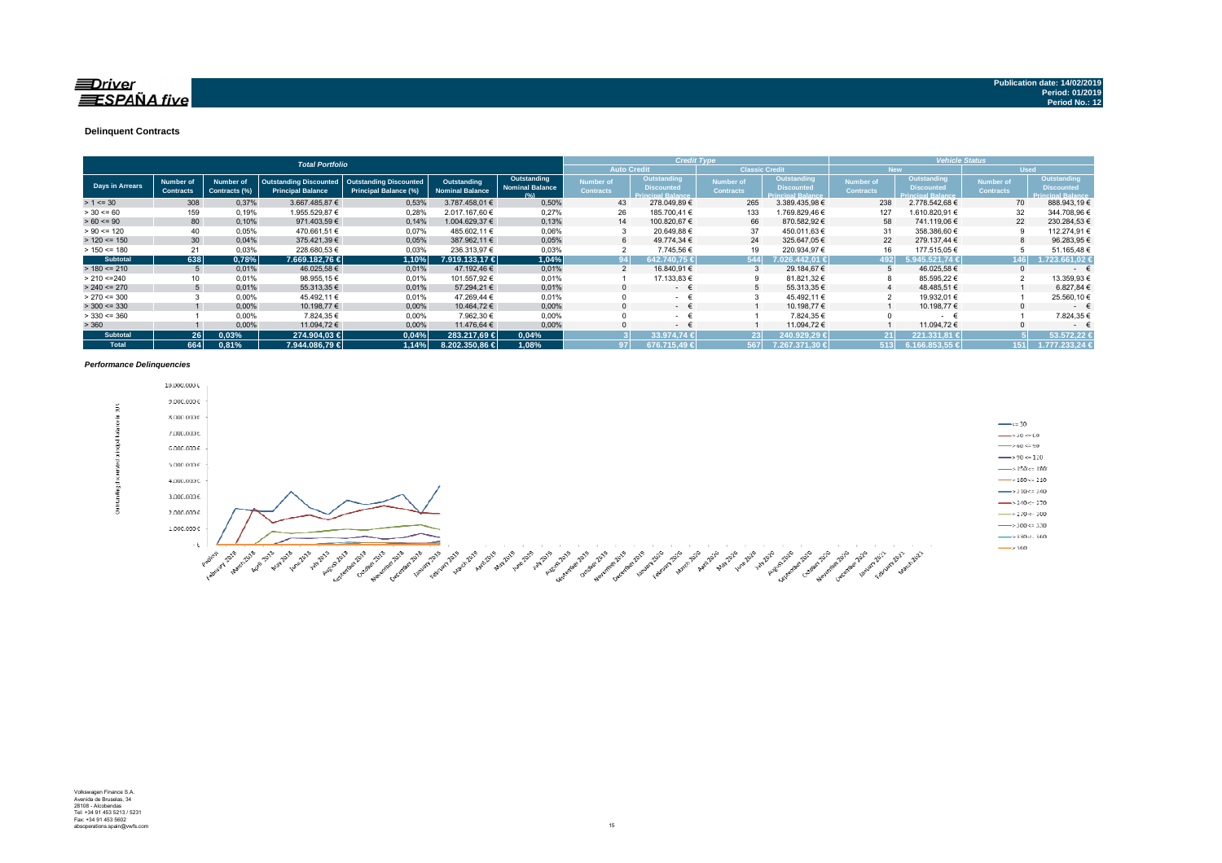**Driver ESPAÑA five**

**Publication date: 14/02/2019**
**Period: 01/2019**
**Period No.: 12**

### Delinquent Contracts

| Total Portfolio | | | | | | | Credit Type | | | | Vehicle Status | | | |
|---|---|---|---|---|---|---|---|---|---|---|---|---|---|---|
| | | | | | | | Auto Credit | | Classic Credit | | New | | Used | |
| Days in Arrears | Number of Contracts | Number of Contracts (%) | Outstanding Discounted Principal Balance | Outstanding Discounted Principal Balance (%) | Outstanding Nominal Balance | Outstanding Nominal Balance (%) | Number of Contracts | Outstanding Discounted Principal Balance | Number of Contracts | Outstanding Discounted Principal Balance | Number of Contracts | Outstanding Discounted Principal Balance | Number of Contracts | Outstanding Discounted Principal Balance |
| > 1 <= 30 | 308 | 0,37% | 3.667.485,87 € | 0,53% | 3.787.458,01 € | 0,50% | 43 | 278.049,89 € | 265 | 3.389.435,98 € | 238 | 2.778.542,68 € | 70 | 888.943,19 € |
| > 30 <= 60 | 159 | 0,19% | 1.955.529,87 € | 0,28% | 2.017.167,60 € | 0,27% | 26 | 185.700,41 € | 133 | 1.769.829,46 € | 127 | 1.610.820,91 € | 32 | 344.708,96 € |
| > 60 <= 90 | 80 | 0,10% | 971.403,59 € | 0,14% | 1.004.629,37 € | 0,13% | 14 | 100.820,67 € | 66 | 870.582,92 € | 58 | 741.119,06 € | 22 | 230.284,53 € |
| > 90 <= 120 | 40 | 0,05% | 470.661,51 € | 0,07% | 485.602,11 € | 0,06% | 3 | 20.649,88 € | 37 | 450.011,63 € | 31 | 358.386,60 € | 9 | 112.274,91 € |
| > 120 <= 150 | 30 | 0,04% | 375.421,39 € | 0,05% | 387.962,11 € | 0,05% | 6 | 49.774,34 € | 24 | 325.647,05 € | 22 | 279.137,44 € | 8 | 96.283,95 € |
| > 150 <= 180 | 21 | 0,03% | 228.680,53 € | 0,03% | 236.313,97 € | 0,03% | 2 | 7.745,56 € | 19 | 220.934,97 € | 16 | 177.515,05 € | 5 | 51.165,48 € |
| **Subtotal** | **638** | **0,78%** | **7.669.182,76 €** | **1,10%** | **7.919.133,17 €** | **1,04%** | **94** | **642.740,75 €** | **544** | **7.026.442,01 €** | **492** | **5.945.521,74 €** | **146** | **1.723.661,02 €** |
| > 180 <= 210 | 5 | 0,01% | 46.025,58 € | 0,01% | 47.192,46 € | 0,01% | 2 | 16.840,91 € | 3 | 29.184,67 € | 5 | 46.025,58 € | 0 | - € |
| > 210 <=240 | 10 | 0,01% | 98.955,15 € | 0,01% | 101.557,92 € | 0,01% | 1 | 17.133,83 € | 9 | 81.821,32 € | 8 | 85.595,22 € | 2 | 13.359,93 € |
| > 240 <= 270 | 5 | 0,01% | 55.313,35 € | 0,01% | 57.294,21 € | 0,01% | 0 | - € | 5 | 55.313,35 € | 4 | 48.485,51 € | 1 | 6.827,84 € |
| > 270 <= 300 | 3 | 0,00% | 45.492,11 € | 0,01% | 47.269,44 € | 0,01% | 0 | - € | 3 | 45.492,11 € | 2 | 19.932,01 € | 1 | 25.560,10 € |
| > 300 <= 330 | 1 | 0,00% | 10.198,77 € | 0,00% | 10.464,72 € | 0,00% | 0 | - € | 1 | 10.198,77 € | 1 | 10.198,77 € | 0 | - € |
| > 330 <= 360 | 1 | 0,00% | 7.824,35 € | 0,00% | 7.962,30 € | 0,00% | 0 | - € | 1 | 7.824,35 € | 0 | - € | 1 | 7.824,35 € |
| > 360 | 1 | 0,00% | 11.094,72 € | 0,00% | 11.476,64 € | 0,00% | 0 | - € | 1 | 11.094,72 € | 1 | 11.094,72 € | 0 | - € |
| **Subtotal** | **26** | **0,03%** | **274.904,03 €** | **0,04%** | **283.217,69 €** | **0,04%** | **3** | **33.974,74 €** | **23** | **240.929,29 €** | **21** | **221.331,81 €** | **5** | **53.572,22 €** |
| **Total** | **664** | **0,81%** | **7.944.086,79 €** | **1,14%** | **8.202.350,86 €** | **1,08%** | **97** | **676.715,49 €** | **567** | **7.267.371,30 €** | **513** | **6.166.853,55 €** | **151** | **1.777.233,24 €** |

*Performance Delinquencies*

Volkswagen Finance S.A.
Avenida de Bruselas, 34
28108 - Alcobendas
Tel: +34 91 453 5213 / 5231
Fax: +34 91 453 5602
absoperations.spain@vwfs.com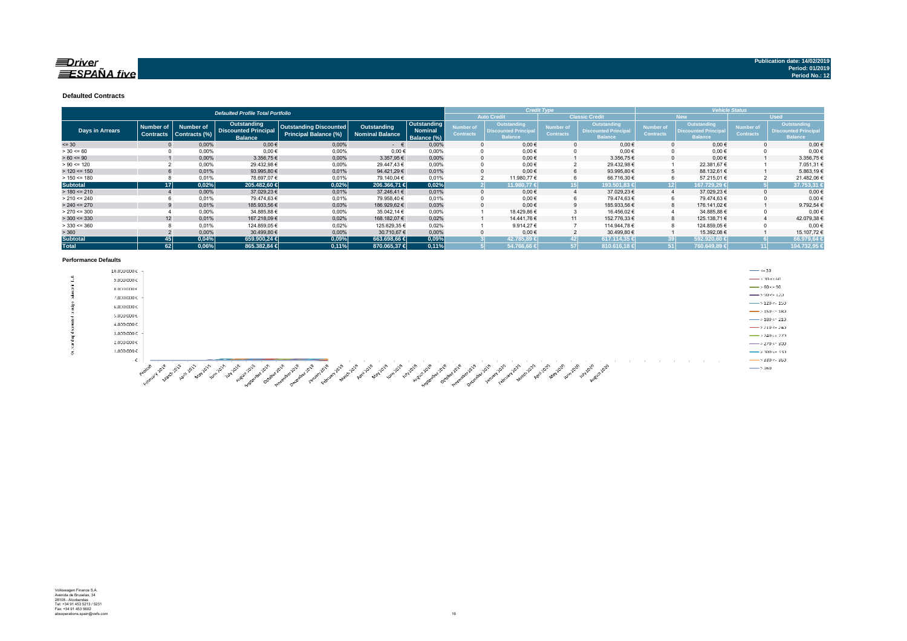Publication date: 14/02/2019
Period: 01/2019
Period No.: 12

### Defaulted Contracts

| Defaulted Profile Total Portfolio | | | | | | | Credit Type | | | | Vehicle Status | | | |
|---|---|---|---|---|---|---|---|---|---|---|---|---|---|---|
| | | | | | | | Auto Credit | | Classic Credit | | New | | Used | |
| Days in Arrears | Number of Contracts | Number of Contracts (%) | Outstanding Discounted Principal Balance | Outstanding Discounted Principal Balance (%) | Outstanding Nominal Balance | Outstanding Nominal Balance (%) | Number of Contracts | Outstanding Discounted Principal Balance | Number of Contracts | Outstanding Discounted Principal Balance | Number of Contracts | Outstanding Discounted Principal Balance | Number of Contracts | Outstanding Discounted Principal Balance |
| <= 30 | 0 | 0,00% | 0,00 € | 0,00% | - € | 0,00% | 0 | 0,00 € | 0 | 0,00 € | 0 | 0,00 € | 0 | 0,00 € |
| > 30 <= 60 | 0 | 0,00% | 0,00 € | 0,00% | 0,00 € | 0,00% | 0 | 0,00 € | 0 | 0,00 € | 0 | 0,00 € | 0 | 0,00 € |
| > 60 <= 90 | 1 | 0,00% | 3.356,75 € | 0,00% | 3.357,95 € | 0,00% | 0 | 0,00 € | 1 | 3.356,75 € | 0 | 0,00 € | 1 | 3.356,75 € |
| > 90 <= 120 | 2 | 0,00% | 29.432,98 € | 0,00% | 29.447,43 € | 0,00% | 0 | 0,00 € | 2 | 29.432,98 € | 1 | 22.381,67 € | 1 | 7.051,31 € |
| > 120 <= 150 | 6 | 0,01% | 93.995,80 € | 0,01% | 94.421,29 € | 0,01% | 0 | 0,00 € | 6 | 93.995,80 € | 5 | 88.132,61 € | 1 | 5.863,19 € |
| > 150 <= 180 | 8 | 0,01% | 78.697,07 € | 0,01% | 79.140,04 € | 0,01% | 2 | 11.980,77 € | 6 | 66.716,30 € | 6 | 57.215,01 € | 2 | 21.482,06 € |
| **Subtotal** | **17** | **0,02%** | **205.482,60 €** | **0,02%** | **206.366,71 €** | **0,02%** | **2** | **11.980,77 €** | **15** | **193.501,83 €** | **12** | **167.729,29 €** | **5** | **37.753,31 €** |
| > 180 <= 210 | 4 | 0,00% | 37.029,23 € | 0,01% | 37.246,41 € | 0,01% | 0 | 0,00 € | 4 | 37.029,23 € | 4 | 37.029,23 € | 0 | 0,00 € |
| > 210 <= 240 | 6 | 0,01% | 79.474,63 € | 0,01% | 79.958,40 € | 0,01% | 0 | 0,00 € | 6 | 79.474,63 € | 6 | 79.474,63 € | 0 | 0,00 € |
| > 240 <= 270 | 9 | 0,01% | 185.933,56 € | 0,03% | 186.929,62 € | 0,03% | 0 | 0,00 € | 9 | 185.933,56 € | 8 | 176.141,02 € | 1 | 9.792,54 € |
| > 270 <= 300 | 4 | 0,00% | 34.885,88 € | 0,00% | 35.042,14 € | 0,00% | 1 | 18.429,86 € | 3 | 16.456,02 € | 4 | 34.885,88 € | 0 | 0,00 € |
| > 300 <= 330 | 12 | 0,01% | 167.218,09 € | 0,02% | 168.182,07 € | 0,02% | 1 | 14.441,76 € | 11 | 152.776,33 € | 8 | 125.138,71 € | 4 | 42.079,38 € |
| > 330 <= 360 | 8 | 0,01% | 124.859,05 € | 0,02% | 125.629,35 € | 0,02% | 1 | 9.914,27 € | 7 | 114.944,78 € | 8 | 124.859,05 € | 0 | 0,00 € |
| > 360 | 2 | 0,00% | 30.499,80 € | 0,00% | 30.710,67 € | 0,00% | 0 | 0,00 € | 2 | 30.499,80 € | 1 | 15.392,08 € | 1 | 15.107,72 € |
| **Subtotal** | **45** | **0,04%** | **659.900,24 €** | **0,09%** | **663.698,66 €** | **0,09%** | **3** | **42.785,89 €** | **42** | **617.114,35 €** | **39** | **592.920,60 €** | **6** | **66.979,64 €** |
| **Total** | **62** | **0,06%** | **865.382,84 €** | **0,11%** | **870.065,37 €** | **0,11%** | **5** | **54.766,66 €** | **57** | **810.616,18 €** | **51** | **760.649,89 €** | **11** | **104.732,95 €** |

### Performance Defaults

Volkswagen Finance S.A.
Avenida de Bruselas, 34
28108 - Alcobendas
Tel: +34 91 453 5213 / 5231
Fax: +34 91 453 5602
absoperations.spain@vwfs.com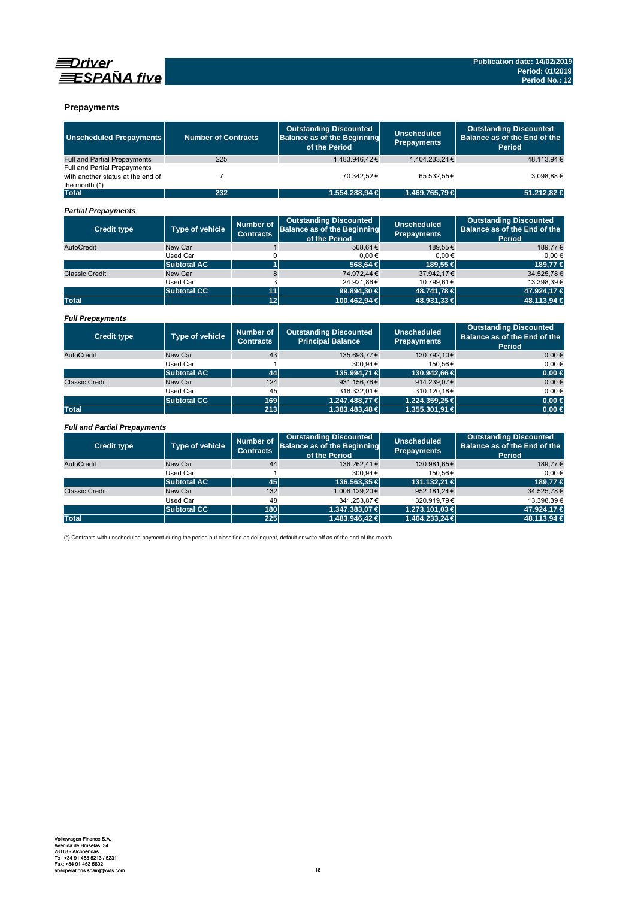## Prepayments

| Unscheduled Prepayments | Number of Contracts | Outstanding Discounted Balance as of the Beginning of the Period | Unscheduled Prepayments | Outstanding Discounted Balance as of the End of the Period |
|---|---|---|---|---|
| Full and Partial Prepayments | 225 | 1.483.946,42 € | 1.404.233,24 € | 48.113,94 € |
| Full and Partial Prepayments with another status at the end of the month (*) | 7 | 70.342,52 € | 65.532,55 € | 3.098,88 € |
| **Total** | **232** | **1.554.288,94 €** | **1.469.765,79 €** | **51.212,82 €** |

### *Partial Prepayments*

| Credit type | Type of vehicle | Number of Contracts | Outstanding Discounted Balance as of the Beginning of the Period | Unscheduled Prepayments | Outstanding Discounted Balance as of the End of the Period |
|---|---|---|---|---|---|
| AutoCredit | New Car | 1 | 568,64 € | 189,55 € | 189,77 € |
| | Used Car | 0 | 0,00 € | 0,00 € | 0,00 € |
| | **Subtotal AC** | **1** | **568,64 €** | **189,55 €** | **189,77 €** |
| Classic Credit | New Car | 8 | 74.972,44 € | 37.942,17 € | 34.525,78 € |
| | Used Car | 3 | 24.921,86 € | 10.799,61 € | 13.398,39 € |
| | **Subtotal CC** | **11** | **99.894,30 €** | **48.741,78 €** | **47.924,17 €** |
| **Total** | | **12** | **100.462,94 €** | **48.931,33 €** | **48.113,94 €** |

### *Full Prepayments*

| Credit type | Type of vehicle | Number of Contracts | Outstanding Discounted Principal Balance | Unscheduled Prepayments | Outstanding Discounted Balance as of the End of the Period |
|---|---|---|---|---|---|
| AutoCredit | New Car | 43 | 135.693,77 € | 130.792,10 € | 0,00 € |
| | Used Car | 1 | 300,94 € | 150,56 € | 0,00 € |
| | **Subtotal AC** | **44** | **135.994,71 €** | **130.942,66 €** | **0,00 €** |
| Classic Credit | New Car | 124 | 931.156,76 € | 914.239,07 € | 0,00 € |
| | Used Car | 45 | 316.332,01 € | 310.120,18 € | 0,00 € |
| | **Subtotal CC** | **169** | **1.247.488,77 €** | **1.224.359,25 €** | **0,00 €** |
| **Total** | | **213** | **1.383.483,48 €** | **1.355.301,91 €** | **0,00 €** |

### *Full and Partial Prepayments*

| Credit type | Type of vehicle | Number of Contracts | Outstanding Discounted Balance as of the Beginning of the Period | Unscheduled Prepayments | Outstanding Discounted Balance as of the End of the Period |
|---|---|---|---|---|---|
| AutoCredit | New Car | 44 | 136.262,41 € | 130.981,65 € | 189,77 € |
| | Used Car | 1 | 300,94 € | 150,56 € | 0,00 € |
| | **Subtotal AC** | **45** | **136.563,35 €** | **131.132,21 €** | **189,77 €** |
| Classic Credit | New Car | 132 | 1.006.129,20 € | 952.181,24 € | 34.525,78 € |
| | Used Car | 48 | 341.253,87 € | 320.919,79 € | 13.398,39 € |
| | **Subtotal CC** | **180** | **1.347.383,07 €** | **1.273.101,03 €** | **47.924,17 €** |
| **Total** | | **225** | **1.483.946,42 €** | **1.404.233,24 €** | **48.113,94 €** |

(*) Contracts with unscheduled payment during the period but classified as delinquent, default or write off as of the end of the month.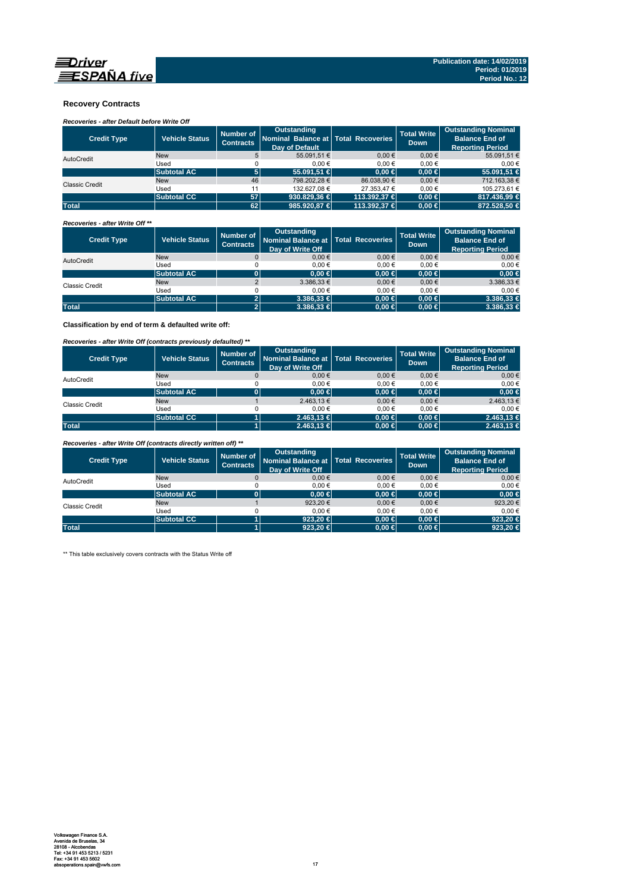## Recovery Contracts

*Recoveries - after Default before Write Off*

| Credit Type | Vehicle Status | Number of Contracts | Outstanding Nominal Balance at Day of Default | Total Recoveries | Total Write Down | Outstanding Nominal Balance End of Reporting Period |
|---|---|---|---|---|---|---|
| AutoCredit | New | 5 | 55.091,51 € | 0,00 € | 0,00 € | 55.091,51 € |
| | Used | 0 | 0,00 € | 0,00 € | 0,00 € | 0,00 € |
| | **Subtotal AC** | **5** | **55.091,51 €** | **0,00 €** | **0,00 €** | **55.091,51 €** |
| Classic Credit | New | 46 | 798.202,28 € | 86.038,90 € | 0,00 € | 712.163,38 € |
| | Used | 11 | 132.627,08 € | 27.353,47 € | 0,00 € | 105.273,61 € |
| | **Subtotal CC** | **57** | **930.829,36 €** | **113.392,37 €** | **0,00 €** | **817.436,99 €** |
| **Total** | | **62** | **985.920,87 €** | **113.392,37 €** | **0,00 €** | **872.528,50 €** |

*Recoveries - after Write Off \*\**

| Credit Type | Vehicle Status | Number of Contracts | Outstanding Nominal Balance at Day of Write Off | Total Recoveries | Total Write Down | Outstanding Nominal Balance End of Reporting Period |
|---|---|---|---|---|---|---|
| AutoCredit | New | 0 | 0,00 € | 0,00 € | 0,00 € | 0,00 € |
| | Used | 0 | 0,00 € | 0,00 € | 0,00 € | 0,00 € |
| | **Subtotal AC** | **0** | **0,00 €** | **0,00 €** | **0,00 €** | **0,00 €** |
| Classic Credit | New | 2 | 3.386,33 € | 0,00 € | 0,00 € | 3.386,33 € |
| | Used | 0 | 0,00 € | 0,00 € | 0,00 € | 0,00 € |
| | **Subtotal AC** | **2** | **3.386,33 €** | **0,00 €** | **0,00 €** | **3.386,33 €** |
| **Total** | | **2** | **3.386,33 €** | **0,00 €** | **0,00 €** | **3.386,33 €** |

**Classification by end of term & defaulted write off:**

*Recoveries - after Write Off (contracts previously defaulted) \*\**

| Credit Type | Vehicle Status | Number of Contracts | Outstanding Nominal Balance at Day of Write Off | Total Recoveries | Total Write Down | Outstanding Nominal Balance End of Reporting Period |
|---|---|---|---|---|---|---|
| AutoCredit | New | 0 | 0,00 € | 0,00 € | 0,00 € | 0,00 € |
| | Used | 0 | 0,00 € | 0,00 € | 0,00 € | 0,00 € |
| | **Subtotal AC** | **0** | **0,00 €** | **0,00 €** | **0,00 €** | **0,00 €** |
| Classic Credit | New | 1 | 2.463,13 € | 0,00 € | 0,00 € | 2.463,13 € |
| | Used | 0 | 0,00 € | 0,00 € | 0,00 € | 0,00 € |
| | **Subtotal CC** | **1** | **2.463,13 €** | **0,00 €** | **0,00 €** | **2.463,13 €** |
| **Total** | | **1** | **2.463,13 €** | **0,00 €** | **0,00 €** | **2.463,13 €** |

*Recoveries - after Write Off (contracts directly written off) \*\**

| Credit Type | Vehicle Status | Number of Contracts | Outstanding Nominal Balance at Day of Write Off | Total Recoveries | Total Write Down | Outstanding Nominal Balance End of Reporting Period |
|---|---|---|---|---|---|---|
| AutoCredit | New | 0 | 0,00 € | 0,00 € | 0,00 € | 0,00 € |
| | Used | 0 | 0,00 € | 0,00 € | 0,00 € | 0,00 € |
| | **Subtotal AC** | **0** | **0,00 €** | **0,00 €** | **0,00 €** | **0,00 €** |
| Classic Credit | New | 1 | 923,20 € | 0,00 € | 0,00 € | 923,20 € |
| | Used | 0 | 0,00 € | 0,00 € | 0,00 € | 0,00 € |
| | **Subtotal CC** | **1** | **923,20 €** | **0,00 €** | **0,00 €** | **923,20 €** |
| **Total** | | **1** | **923,20 €** | **0,00 €** | **0,00 €** | **923,20 €** |

\*\* This table exclusively covers contracts with the Status Write off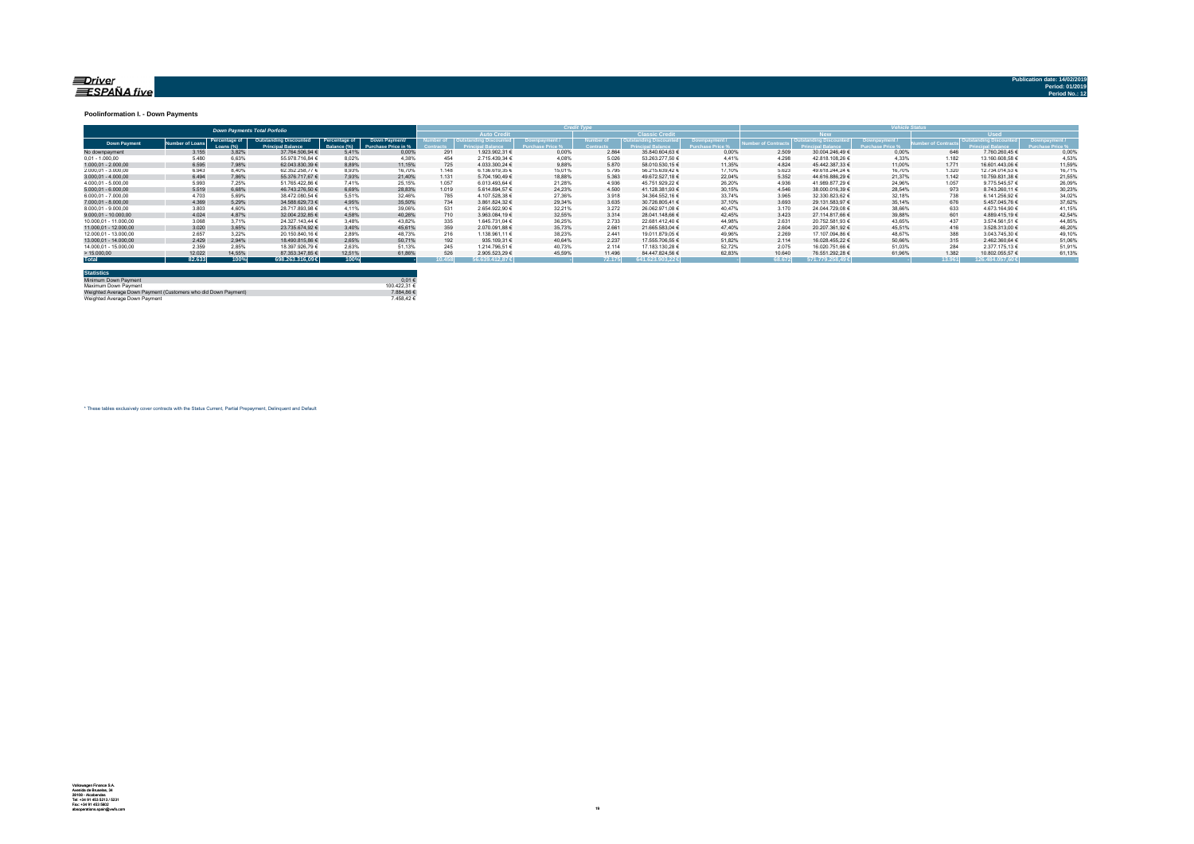Publication date: 14/02/2019
Period: 01/2019
Period No.: 12

### Poolinformation I. - Down Payments

| Down Payments Total Porfolio | | | | | | Credit Type | | | | | | Vehicle Status | | | | | |
|---|---|---|---|---|---|---|---|---|---|---|---|---|---|---|---|---|---|
| | | | | | | Auto Credit | | | Classic Credit | | | New | | | Used | | |
| Down Payment | Number of Loans | Percentage of Loans (%) | Outstanding Discounted Principal Balance | Percentage of Balance (%) | Down Payment/ Purchase Price in % | Number of Contracts | Outstanding Discounted Principal Balance | Downpayment / Purchase Price % | Number of Contracts | Outstanding Discounted Principal Balance | Downpayment / Purchase Price % | Number of Contracts | Outstanding Discounted Principal Balance | Downpayment / Purchase Price % | Number of Contracts | Outstanding Discounted Principal Balance | Downpayment / Purchase Price % |
| No downpayment | 3.155 | 3,82% | 37.764.506,94 € | 5,41% | 0,00% | 291 | 1.923.902,31 € | 0,00% | 2.864 | 35.840.604,63 € | 0,00% | 2.509 | 30.004.246,49 € | 0,00% | 646 | 7.760.260,45 € | 0,00% |
| 0,01 - 1.000,00 | 5.480 | 6,63% | 55.978.716,84 € | 8,02% | 4,38% | 454 | 2.715.439,34 € | 4,08% | 5.026 | 53.263.277,50 € | 4,41% | 4.298 | 42.818.108,26 € | 4,33% | 1.182 | 13.160.608,58 € | 4,53% |
| 1.000,01 - 2.000,00 | 6.595 | 7,98% | 62.043.830,39 € | 8,89% | 11,15% | 725 | 4.033.300,24 € | 9,88% | 5.870 | 58.010.530,15 € | 11,35% | 4.824 | 45.442.387,33 € | 11,00% | 1.771 | 16.601.443,06 € | 11,59% |
| 2.000,01 - 3.000,00 | 6.943 | 8,40% | 62.352.258,77 € | 8,93% | 16,70% | 1.148 | 6.136.619,35 € | 15,01% | 5.795 | 56.215.639,42 € | 17,10% | 5.623 | 49.618.244,24 € | 16,70% | 1.320 | 12.734.014,53 € | 16,71% |
| 3.000,01 - 4.000,00 | 6.494 | 7,86% | 55.376.717,67 € | 7,93% | 21,40% | 1.131 | 5.704.190,49 € | 18,88% | 5.363 | 49.672.527,18 € | 22,04% | 5.352 | 44.616.886,29 € | 21,37% | 1.142 | 10.759.831,38 € | 21,55% |
| 4.000,01 - 5.000,00 | 5.993 | 7,25% | 51.765.422,86 € | 7,41% | 25,15% | 1.057 | 6.013.493,64 € | 21,28% | 4.936 | 45.751.929,22 € | 26,20% | 4.936 | 41.989.877,29 € | 24,96% | 1.057 | 9.775.545,57 € | 26,09% |
| 5.000,01 - 6.000,00 | 5.519 | 6,68% | 46.743.276,50 € | 6,69% | 28,83% | 1.019 | 5.614.894,57 € | 24,23% | 4.500 | 41.128.381,93 € | 30,15% | 4.546 | 38.000.016,39 € | 28,54% | 973 | 8.743.260,11 € | 30,23% |
| 6.000,01 - 7.000,00 | 4.703 | 5,69% | 38.472.080,54 € | 5,51% | 32,46% | 785 | 4.107.528,38 € | 27,36% | 3.918 | 34.364.552,16 € | 33,74% | 3.965 | 32.330.823,62 € | 32,18% | 738 | 6.141.256,92 € | 34,02% |
| 7.000,01 - 8.000,00 | 4.369 | 5,29% | 34.588.629,73 € | 4,95% | 35,50% | 734 | 3.861.824,32 € | 29,34% | 3.635 | 30.726.805,41 € | 37,10% | 3.693 | 29.131.583,97 € | 35,14% | 676 | 5.457.045,76 € | 37,62% |
| 8.000,01 - 9.000,00 | 3.803 | 4,60% | 28.717.893,98 € | 4,11% | 39,06% | 531 | 2.654.922,90 € | 32,21% | 3.272 | 26.062.971,08 € | 40,47% | 3.170 | 24.044.729,08 € | 38,66% | 633 | 4.673.164,90 € | 41,15% |
| 9.000,01 - 10.000,00 | 4.024 | 4,87% | 32.004.232,85 € | 4,58% | 40,26% | 710 | 3.963.084,19 € | 32,55% | 3.314 | 28.041.148,66 € | 42,45% | 3.423 | 27.114.817,66 € | 39,88% | 601 | 4.889.415,19 € | 42,54% |
| 10.000,01 - 11.000,00 | 3.068 | 3,71% | 24.327.143,44 € | 3,48% | 43,82% | 335 | 1.645.731,04 € | 36,25% | 2.733 | 22.681.412,40 € | 44,98% | 2.631 | 20.752.581,93 € | 43,65% | 437 | 3.574.561,51 € | 44,85% |
| 11.000,01 - 12.000,00 | 3.020 | 3,65% | 23.735.674,92 € | 3,40% | 45,61% | 359 | 2.070.091,88 € | 35,73% | 2.661 | 21.665.583,04 € | 47,40% | 2.604 | 20.207.361,92 € | 45,51% | 416 | 3.528.313,00 € | 46,20% |
| 12.000,01 - 13.000,00 | 2.657 | 3,22% | 20.150.840,16 € | 2,89% | 48,73% | 216 | 1.138.961,11 € | 38,23% | 2.441 | 19.011.879,05 € | 49,96% | 2.269 | 17.107.094,86 € | 48,67% | 388 | 3.043.745,30 € | 49,10% |
| 13.000,01 - 14.000,00 | 2.429 | 2,94% | 18.490.815,86 € | 2,65% | 50,71% | 192 | 935.109,31 € | 40,64% | 2.237 | 17.555.706,55 € | 51,82% | 2.114 | 16.028.455,22 € | 50,86% | 315 | 2.462.360,64 € | 51,06% |
| 14.000,01 - 15.000,00 | 2.359 | 2,85% | 18.397.926,79 € | 2,63% | 51,13% | 245 | 1.214.796,51 € | 40,73% | 2.114 | 17.183.130,28 € | 52,72% | 2.075 | 16.020.751,66 € | 51,03% | 284 | 2.377.175,13 € | 51,91% |
| > 15.000,00 | 12.022 | 14,55% | 87.353.347,85 € | 12,51% | 61,86% | 526 | 2.905.523,29 € | 45,59% | 11.496 | 84.447.824,56 € | 62,83% | 10.640 | 76.551.292,28 € | 61,96% | 1.382 | 10.802.055,57 € | 61,13% |
| Total | 82.633 | 100% | 698.263.316,09 € | 100% | - | 10.458 | 56.639.412,87 € | - | 72.175 | 641.623.903,22 € | - | 68.672 | 571.779.258,49 € | - | 13.961 | 126.484.057,60 € | - |

| Statistics | |
|---|---|
| Minimum Down Payment | 0,01 € |
| Maximum Down Payment | 100.422,31 € |
| Weighted Average Down Payment (Customers who did Down Payment) | 7.884,86 € |
| Weighted Average Down Payment | 7.458,42 € |

* These tables exclusively cover contracts with the Status Current, Partial Prepayment, Delinquent and Default

Volkswagen Finance S.A.
Avenida de Bruselas, 34
28108 - Alcobendas
Tel: +34 91 453 5213 / 5231
Fax: +34 91 453 5602
absoperations.spain@vwfs.com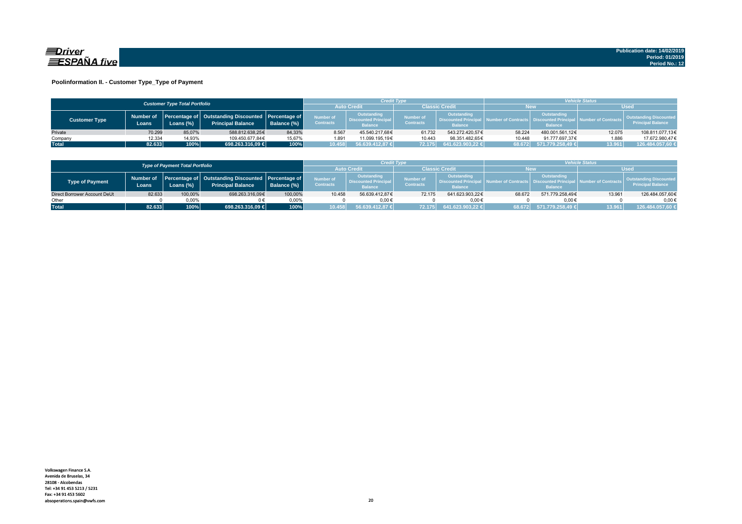Driver ESPAÑA five

Publication date: 14/02/2019
Period: 01/2019
Period No.: 12

## Poolinformation II. - Customer Type_Type of Payment

| Customer Type Total Portfolio | | | | | Credit Type | | | | Vehicle Status | | | |
|---|---|---|---|---|---|---|---|---|---|---|---|---|
| | | | | | Auto Credit | | Classic Credit | | New | | Used | |
| Customer Type | Number of Loans | Percentage of Loans (%) | Outstanding Discounted Principal Balance | Percentage of Balance (%) | Number of Contracts | Outstanding Discounted Principal Balance | Number of Contracts | Outstanding Discounted Principal Balance | Number of Contracts | Outstanding Discounted Principal Balance | Number of Contracts | Outstanding Discounted Principal Balance |
| Private | 70.299 | 85,07% | 588.812.638,25€ | 84,33% | 8.567 | 45.540.217,68€ | 61.732 | 543.272.420,57€ | 58.224 | 480.001.561,12€ | 12.075 | 108.811.077,13€ |
| Company | 12.334 | 14,93% | 109.450.677,84€ | 15,67% | 1.891 | 11.099.195,19€ | 10.443 | 98.351.482,65€ | 10.448 | 91.777.697,37€ | 1.886 | 17.672.980,47€ |
| **Total** | **82.633** | **100%** | **698.263.316,09 €** | **100%** | **10.458** | **56.639.412,87 €** | **72.175** | **641.623.903,22 €** | **68.672** | **571.779.258,49 €** | **13.961** | **126.484.057,60 €** |

| Type of Payment Total Portfolio | | | | | Credit Type | | | | Vehicle Status | | | |
|---|---|---|---|---|---|---|---|---|---|---|---|---|
| | | | | | Auto Credit | | Classic Credit | | New | | Used | |
| Type of Payment | Number of Loans | Percentage of Loans (%) | Outstanding Discounted Principal Balance | Percentage of Balance (%) | Number of Contracts | Outstanding Discounted Principal Balance | Number of Contracts | Outstanding Discounted Principal Balance | Number of Contracts | Outstanding Discounted Principal Balance | Number of Contracts | Outstanding Discounted Principal Balance |
| Direct Borrower Account DeUt | 82.633 | 100,00% | 698.263.316,09€ | 100,00% | 10.458 | 56.639.412,87€ | 72.175 | 641.623.903,22€ | 68.672 | 571.779.258,49€ | 13.961 | 126.484.057,60€ |
| Other | 0 | 0,00% | 0 € | 0,00% | 0 | 0,00€ | 0 | 0,00€ | 0 | 0,00€ | 0 | 0,00€ |
| **Total** | **82.633** | **100%** | **698.263.316,09 €** | **100%** | **10.458** | **56.639.412,87 €** | **72.175** | **641.623.903,22 €** | **68.672** | **571.779.258,49 €** | **13.961** | **126.484.057,60 €** |

Volkswagen Finance S.A.
Avenida de Bruselas, 34
28108 - Alcobendas
Tel: +34 91 453 5213 / 5231
Fax: +34 91 453 5602
absoperations.spain@vwfs.com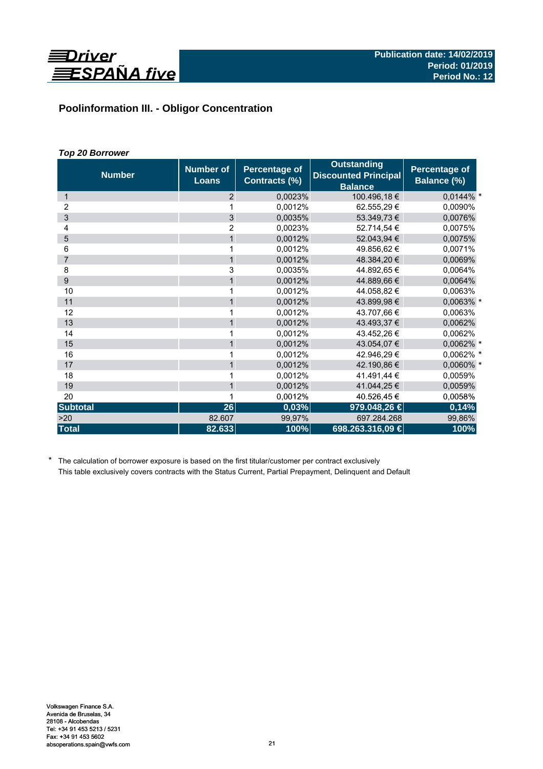Driver ESPAÑA five

**Publication date: 14/02/2019**
**Period: 01/2019**
**Period No.: 12**

## Poolinformation III. - Obligor Concentration

***Top 20 Borrower***

| Number | Number of Loans | Percentage of Contracts (%) | Outstanding Discounted Principal Balance | Percentage of Balance (%) | |
|---|---|---|---|---|---|
| 1 | 2 | 0,0023% | 100.496,18 € | 0,0144% | * |
| 2 | 1 | 0,0012% | 62.555,29 € | 0,0090% | |
| 3 | 3 | 0,0035% | 53.349,73 € | 0,0076% | |
| 4 | 2 | 0,0023% | 52.714,54 € | 0,0075% | |
| 5 | 1 | 0,0012% | 52.043,94 € | 0,0075% | |
| 6 | 1 | 0,0012% | 49.856,62 € | 0,0071% | |
| 7 | 1 | 0,0012% | 48.384,20 € | 0,0069% | |
| 8 | 3 | 0,0035% | 44.892,65 € | 0,0064% | |
| 9 | 1 | 0,0012% | 44.889,66 € | 0,0064% | |
| 10 | 1 | 0,0012% | 44.058,82 € | 0,0063% | |
| 11 | 1 | 0,0012% | 43.899,98 € | 0,0063% | * |
| 12 | 1 | 0,0012% | 43.707,66 € | 0,0063% | |
| 13 | 1 | 0,0012% | 43.493,37 € | 0,0062% | |
| 14 | 1 | 0,0012% | 43.452,26 € | 0,0062% | |
| 15 | 1 | 0,0012% | 43.054,07 € | 0,0062% | * |
| 16 | 1 | 0,0012% | 42.946,29 € | 0,0062% | * |
| 17 | 1 | 0,0012% | 42.190,86 € | 0,0060% | * |
| 18 | 1 | 0,0012% | 41.491,44 € | 0,0059% | |
| 19 | 1 | 0,0012% | 41.044,25 € | 0,0059% | |
| 20 | 1 | 0,0012% | 40.526,45 € | 0,0058% | |
| **Subtotal** | **26** | **0,03%** | **979.048,26 €** | **0,14%** | |
| >20 | 82.607 | 99,97% | 697.284.268 | 99,86% | |
| **Total** | **82.633** | **100%** | **698.263.316,09 €** | **100%** | |

\* The calculation of borrower exposure is based on the first titular/customer per contract exclusively
This table exclusively covers contracts with the Status Current, Partial Prepayment, Delinquent and Default

Volkswagen Finance S.A.
Avenida de Bruselas, 34
28108 - Alcobendas
Tel: +34 91 453 5213 / 5231
Fax: +34 91 453 5602
absoperations.spain@vwfs.com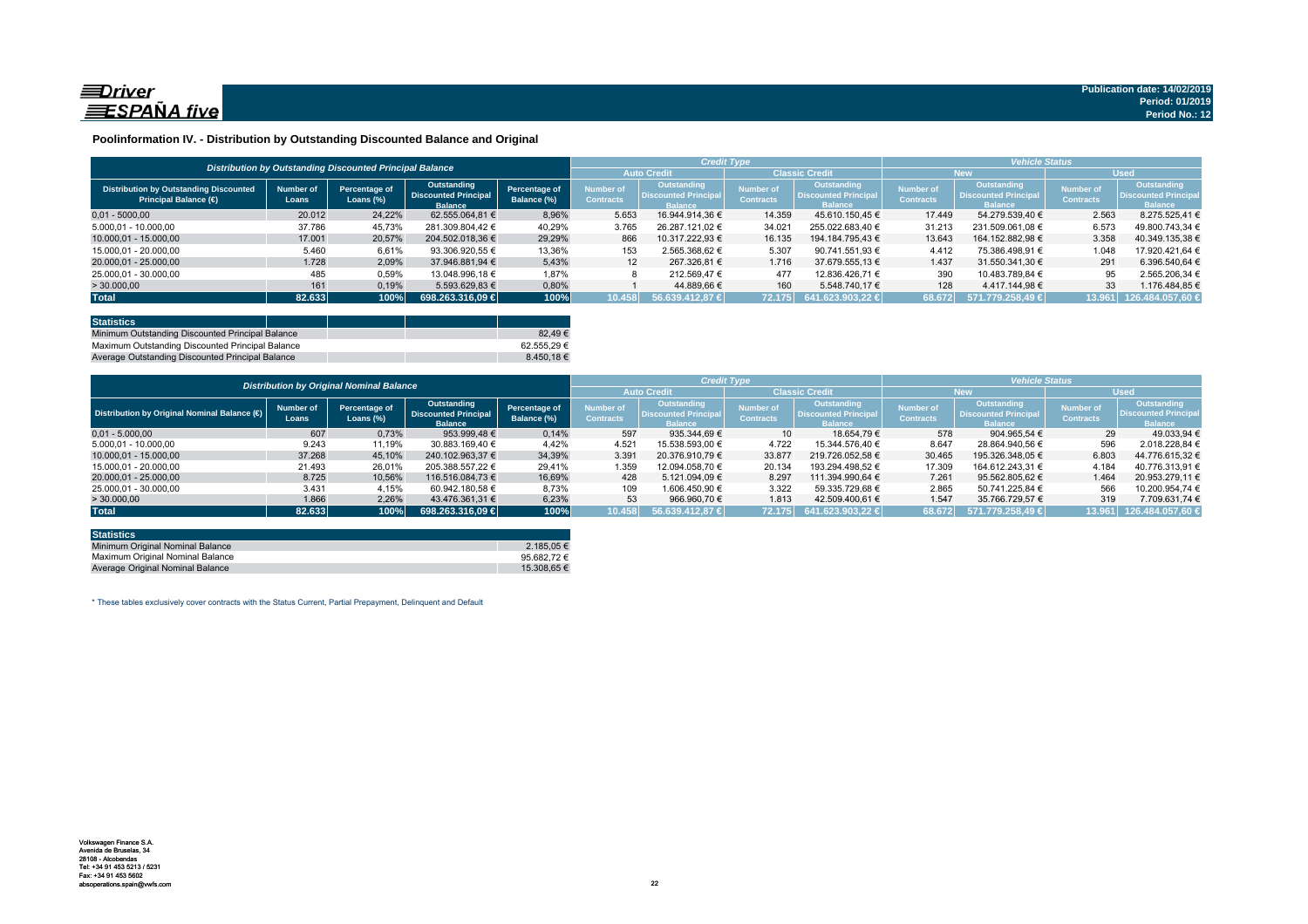Driver ESPAÑA five

Publication date: 14/02/2019
Period: 01/2019
Period No.: 12

## Poolinformation IV. - Distribution by Outstanding Discounted Balance and Original

| Distribution by Outstanding Discounted Principal Balance | | | | | Credit Type | | | | Vehicle Status | | | |
|---|---|---|---|---|---|---|---|---|---|---|---|---|
| | | | | | Auto Credit | | Classic Credit | | New | | Used | |
| Distribution by Outstanding Discounted Principal Balance (€) | Number of Loans | Percentage of Loans (%) | Outstanding Discounted Principal Balance | Percentage of Balance (%) | Number of Contracts | Outstanding Discounted Principal Balance | Number of Contracts | Outstanding Discounted Principal Balance | Number of Contracts | Outstanding Discounted Principal Balance | Number of Contracts | Outstanding Discounted Principal Balance |
| 0,01 - 5.000,00 | 20.012 | 24,22% | 62.555.064,81 € | 8,96% | 5.653 | 16.944.914,36 € | 14.359 | 45.610.150,45 € | 17.449 | 54.279.539,40 € | 2.563 | 8.275.525,41 € |
| 5.000,01 - 10.000,00 | 37.786 | 45,73% | 281.309.804,42 € | 40,29% | 3.765 | 26.287.121,02 € | 34.021 | 255.022.683,40 € | 31.213 | 231.509.061,08 € | 6.573 | 49.800.743,34 € |
| 10.000,01 - 15.000,00 | 17.001 | 20,57% | 204.502.018,36 € | 29,29% | 866 | 10.317.222,93 € | 16.135 | 194.184.795,43 € | 13.643 | 164.152.882,98 € | 3.358 | 40.349.135,38 € |
| 15.000,01 - 20.000,00 | 5.460 | 6,61% | 93.306.920,55 € | 13,36% | 153 | 2.565.368,62 € | 5.307 | 90.741.551,93 € | 4.412 | 75.386.498,91 € | 1.048 | 17.920.421,64 € |
| 20.000,01 - 25.000,00 | 1.728 | 2,09% | 37.946.881,94 € | 5,43% | 12 | 267.326,81 € | 1.716 | 37.679.555,13 € | 1.437 | 31.550.341,30 € | 291 | 6.396.540,64 € |
| 25.000,01 - 30.000,00 | 485 | 0,59% | 13.048.996,18 € | 1,87% | 8 | 212.569,47 € | 477 | 12.836.426,71 € | 390 | 10.483.789,84 € | 95 | 2.565.206,34 € |
| > 30.000,00 | 161 | 0,19% | 5.593.629,83 € | 0,80% | 1 | 44.889,66 € | 160 | 5.548.740,17 € | 128 | 4.417.144,98 € | 33 | 1.176.484,85 € |
| **Total** | **82.633** | **100%** | **698.263.316,09 €** | **100%** | **10.458** | **56.639.412,87 €** | **72.175** | **641.623.903,22 €** | **68.672** | **571.779.258,49 €** | **13.961** | **126.484.057,60 €** |

| Statistics | |
|---|---|
| Minimum Outstanding Discounted Principal Balance | 82,49 € |
| Maximum Outstanding Discounted Principal Balance | 62.555,29 € |
| Average Outstanding Discounted Principal Balance | 8.450,18 € |

| Distribution by Original Nominal Balance | | | | | Credit Type | | | | Vehicle Status | | | |
|---|---|---|---|---|---|---|---|---|---|---|---|---|
| | | | | | Auto Credit | | Classic Credit | | New | | Used | |
| Distribution by Original Nominal Balance (€) | Number of Loans | Percentage of Loans (%) | Outstanding Discounted Principal Balance | Percentage of Balance (%) | Number of Contracts | Outstanding Discounted Principal Balance | Number of Contracts | Outstanding Discounted Principal Balance | Number of Contracts | Outstanding Discounted Principal Balance | Number of Contracts | Outstanding Discounted Principal Balance |
| 0,01 - 5.000,00 | 607 | 0,73% | 953.999,48 € | 0,14% | 597 | 935.344,69 € | 10 | 18.654,79 € | 578 | 904.965,54 € | 29 | 49.033,94 € |
| 5.000,01 - 10.000,00 | 9.243 | 11,19% | 30.883.169,40 € | 4,42% | 4.521 | 15.538.593,00 € | 4.722 | 15.344.576,40 € | 8.647 | 28.864.940,56 € | 596 | 2.018.228,84 € |
| 10.000,01 - 15.000,00 | 37.268 | 45,10% | 240.102.963,37 € | 34,39% | 3.391 | 20.376.910,79 € | 33.877 | 219.726.052,58 € | 30.465 | 195.326.348,05 € | 6.803 | 44.776.615,32 € |
| 15.000,01 - 20.000,00 | 21.493 | 26,01% | 205.388.557,22 € | 29,41% | 1.359 | 12.094.058,70 € | 20.134 | 193.294.498,52 € | 17.309 | 164.612.243,31 € | 4.184 | 40.776.313,91 € |
| 20.000,01 - 25.000,00 | 8.725 | 10,56% | 116.516.084,73 € | 16,69% | 428 | 5.121.094,09 € | 8.297 | 111.394.990,64 € | 7.261 | 95.562.805,62 € | 1.464 | 20.953.279,11 € |
| 25.000,01 - 30.000,00 | 3.431 | 4,15% | 60.942.180,58 € | 8,73% | 109 | 1.606.450,90 € | 3.322 | 59.335.729,68 € | 2.865 | 50.741.225,84 € | 566 | 10.200.954,74 € |
| > 30.000,00 | 1.866 | 2,26% | 43.476.361,31 € | 6,23% | 53 | 966.960,70 € | 1.813 | 42.509.400,61 € | 1.547 | 35.766.729,57 € | 319 | 7.709.631,74 € |
| **Total** | **82.633** | **100%** | **698.263.316,09 €** | **100%** | **10.458** | **56.639.412,87 €** | **72.175** | **641.623.903,22 €** | **68.672** | **571.779.258,49 €** | **13.961** | **126.484.057,60 €** |

| Statistics | |
|---|---|
| Minimum Original Nominal Balance | 2.185,05 € |
| Maximum Original Nominal Balance | 95.682,72 € |
| Average Original Nominal Balance | 15.308,65 € |

* These tables exclusively cover contracts with the Status Current, Partial Prepayment, Delinquent and Default

Volkswagen Finance S.A.
Avenida de Bruselas, 34
28108 - Alcobendas
Tel: +34 91 453 5213 / 5231
Fax: +34 91 453 5602
absoperations.spain@vwfs.com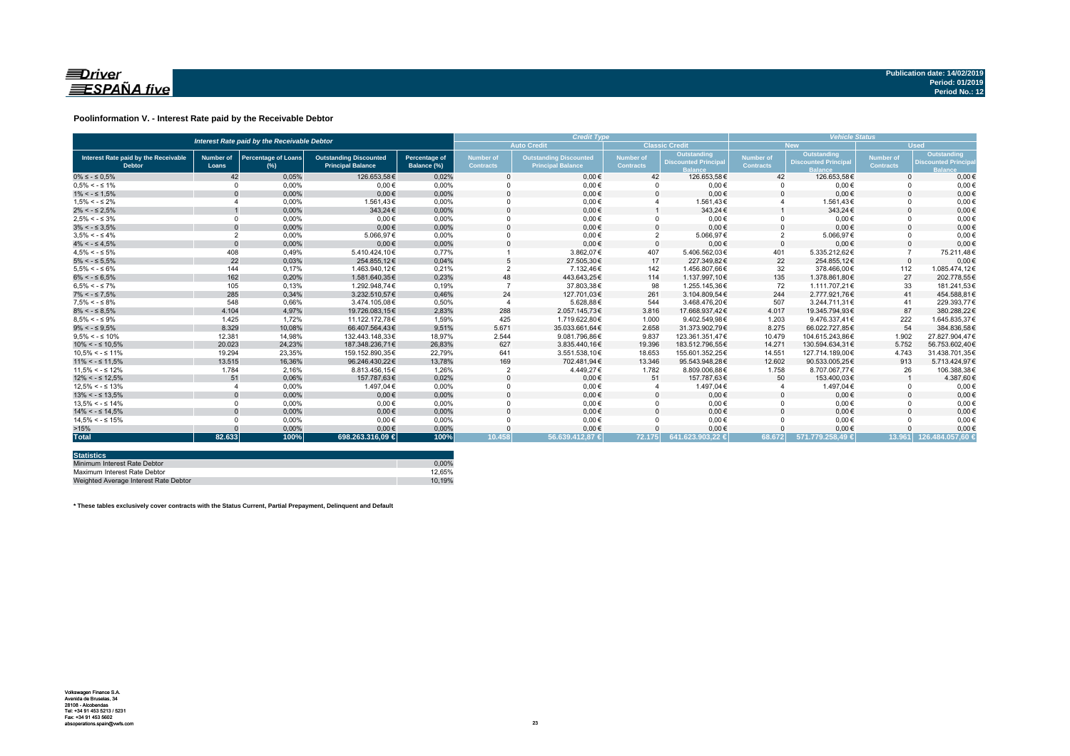Publication date: 14/02/2019
Period: 01/2019
Period No.: 12

## Poolinformation V. - Interest Rate paid by the Receivable Debtor

| Interest Rate paid by the Receivable Debtor | | | | | Credit Type | | | | Vehicle Status | | | |
|---|---|---|---|---|---|---|---|---|---|---|---|---|
| | | | | | Auto Credit | | Classic Credit | | New | | Used | |
| Interest Rate paid by the Receivable Debtor | Number of Loans | Percentage of Loans (%) | Outstanding Discounted Principal Balance | Percentage of Balance (%) | Number of Contracts | Outstanding Discounted Principal Balance | Number of Contracts | Outstanding Discounted Principal Balance | Number of Contracts | Outstanding Discounted Principal Balance | Number of Contracts | Outstanding Discounted Principal Balance |
| 0% ≤ - ≤ 0,5% | 42 | 0,05% | 126.653,58€ | 0,02% | 0 | 0,00€ | 42 | 126.653,58€ | 42 | 126.653,58€ | 0 | 0,00€ |
| 0,5% < - ≤ 1% | 0 | 0,00% | 0,00€ | 0,00% | 0 | 0,00€ | 0 | 0,00€ | 0 | 0,00€ | 0 | 0,00€ |
| 1% < - ≤ 1,5% | 0 | 0,00% | 0,00€ | 0,00% | 0 | 0,00€ | 0 | 0,00€ | 0 | 0,00€ | 0 | 0,00€ |
| 1,5% < - ≤ 2% | 4 | 0,00% | 1.561,43€ | 0,00% | 0 | 0,00€ | 4 | 1.561,43€ | 4 | 1.561,43€ | 0 | 0,00€ |
| 2% < - ≤ 2,5% | 1 | 0,00% | 343,24€ | 0,00% | 0 | 0,00€ | 1 | 343,24€ | 1 | 343,24€ | 0 | 0,00€ |
| 2,5% < - ≤ 3% | 0 | 0,00% | 0,00€ | 0,00% | 0 | 0,00€ | 0 | 0,00€ | 0 | 0,00€ | 0 | 0,00€ |
| 3% < - ≤ 3,5% | 0 | 0,00% | 0,00€ | 0,00% | 0 | 0,00€ | 0 | 0,00€ | 0 | 0,00€ | 0 | 0,00€ |
| 3,5% < - ≤ 4% | 2 | 0,00% | 5.066,97€ | 0,00% | 0 | 0,00€ | 2 | 5.066,97€ | 2 | 5.066,97€ | 0 | 0,00€ |
| 4% < - ≤ 4,5% | 0 | 0,00% | 0,00€ | 0,00% | 0 | 0,00€ | 0 | 0,00€ | 0 | 0,00€ | 0 | 0,00€ |
| 4,5% < - ≤ 5% | 408 | 0,49% | 5.410.424,10€ | 0,77% | 1 | 3.862,07€ | 407 | 5.406.562,03€ | 401 | 5.335.212,62€ | 7 | 75.211,48€ |
| 5% < - ≤ 5,5% | 22 | 0,03% | 254.855,12€ | 0,04% | 5 | 27.505,30€ | 17 | 227.349,82€ | 22 | 254.855,12€ | 0 | 0,00€ |
| 5,5% < - ≤ 6% | 144 | 0,17% | 1.463.940,12€ | 0,21% | 2 | 7.132,46€ | 142 | 1.456.807,66€ | 32 | 378.466,00€ | 112 | 1.085.474,12€ |
| 6% < - ≤ 6,5% | 162 | 0,20% | 1.581.640,35€ | 0,23% | 48 | 443.643,25€ | 114 | 1.137.997,10€ | 135 | 1.378.861,80€ | 27 | 202.778,55€ |
| 6,5% < - ≤ 7% | 105 | 0,13% | 1.292.948,74€ | 0,19% | 7 | 37.803,38€ | 98 | 1.255.145,36€ | 72 | 1.111.707,21€ | 33 | 181.241,53€ |
| 7% < - ≤ 7,5% | 285 | 0,34% | 3.232.510,57€ | 0,46% | 24 | 127.701,03€ | 261 | 3.104.809,54€ | 244 | 2.777.921,76€ | 41 | 454.588,81€ |
| 7,5% < - ≤ 8% | 548 | 0,66% | 3.474.105,08€ | 0,50% | 4 | 5.628,88€ | 544 | 3.468.476,20€ | 507 | 3.244.711,31€ | 41 | 229.393,77€ |
| 8% < - ≤ 8,5% | 4.104 | 4,97% | 19.726.083,15€ | 2,83% | 288 | 2.057.145,73€ | 3.816 | 17.668.937,42€ | 4.017 | 19.345.794,93€ | 87 | 380.288,22€ |
| 8,5% < - ≤ 9% | 1.425 | 1,72% | 11.122.172,78€ | 1,59% | 425 | 1.719.622,80€ | 1.000 | 9.402.549,98€ | 1.203 | 9.476.337,41€ | 222 | 1.645.835,37€ |
| 9% < - ≤ 9,5% | 8.329 | 10,08% | 66.407.564,43€ | 9,51% | 5.671 | 35.033.661,64€ | 2.658 | 31.373.902,79€ | 8.275 | 66.022.727,85€ | 54 | 384.836,58€ |
| 9,5% < - ≤ 10% | 12.381 | 14,98% | 132.443.148,33€ | 18,97% | 2.544 | 9.081.796,86€ | 9.837 | 123.361.351,47€ | 10.479 | 104.615.243,86€ | 1.902 | 27.827.904,47€ |
| 10% < - ≤ 10,5% | 20.023 | 24,23% | 187.348.236,71€ | 26,83% | 627 | 3.835.440,16€ | 19.396 | 183.512.796,55€ | 14.271 | 130.594.634,31€ | 5.752 | 56.753.602,40€ |
| 10,5% < - ≤ 11% | 19.294 | 23,35% | 159.152.890,35€ | 22,79% | 641 | 3.551.538,10€ | 18.653 | 155.601.352,25€ | 14.551 | 127.714.189,00€ | 4.743 | 31.438.701,35€ |
| 11% < - ≤ 11,5% | 13.515 | 16,36% | 96.246.430,22€ | 13,78% | 169 | 702.481,94€ | 13.346 | 95.543.948,28€ | 12.602 | 90.533.005,25€ | 913 | 5.713.424,97€ |
| 11,5% < - ≤ 12% | 1.784 | 2,16% | 8.813.456,15€ | 1,26% | 2 | 4.449,27€ | 1.782 | 8.809.006,88€ | 1.758 | 8.707.067,77€ | 26 | 106.388,38€ |
| 12% < - ≤ 12,5% | 51 | 0,06% | 157.787,63€ | 0,02% | 0 | 0,00€ | 51 | 157.787,63€ | 50 | 153.400,03€ | 1 | 4.387,60€ |
| 12,5% < - ≤ 13% | 4 | 0,00% | 1.497,04€ | 0,00% | 0 | 0,00€ | 4 | 1.497,04€ | 4 | 1.497,04€ | 0 | 0,00€ |
| 13% < - ≤ 13,5% | 0 | 0,00% | 0,00€ | 0,00% | 0 | 0,00€ | 0 | 0,00€ | 0 | 0,00€ | 0 | 0,00€ |
| 13,5% < - ≤ 14% | 0 | 0,00% | 0,00€ | 0,00% | 0 | 0,00€ | 0 | 0,00€ | 0 | 0,00€ | 0 | 0,00€ |
| 14% < - ≤ 14,5% | 0 | 0,00% | 0,00€ | 0,00% | 0 | 0,00€ | 0 | 0,00€ | 0 | 0,00€ | 0 | 0,00€ |
| 14,5% < - ≤ 15% | 0 | 0,00% | 0,00€ | 0,00% | 0 | 0,00€ | 0 | 0,00€ | 0 | 0,00€ | 0 | 0,00€ |
| >15% | 0 | 0,00% | 0,00€ | 0,00% | 0 | 0,00€ | 0 | 0,00€ | 0 | 0,00€ | 0 | 0,00€ |
| **Total** | **82.633** | **100%** | **698.263.316,09 €** | **100%** | **10.458** | **56.639.412,87 €** | **72.175** | **641.623.903,22 €** | **68.672** | **571.779.258,49 €** | **13.961** | **126.484.057,60 €** |

| Statistics | |
|---|---|
| Minimum Interest Rate Debtor | 0,00% |
| Maximum Interest Rate Debtor | 12,65% |
| Weighted Average Interest Rate Debtor | 10,19% |

**\* These tables exclusively cover contracts with the Status Current, Partial Prepayment, Delinquent and Default**

Volkswagen Finance S.A.
Avenida de Bruselas, 34
28108 - Alcobendas
Tel: +34 91 453 5213 / 5231
Fax: +34 91 453 5602
absoperations.spain@vwfs.com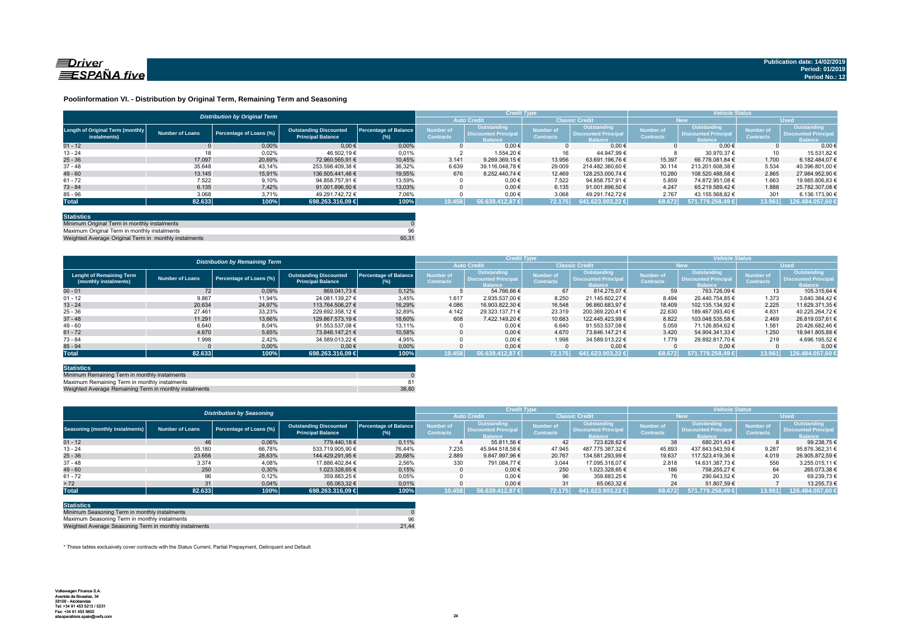# Poolinformation VI. - Distribution by Original Term, Remaining Term and Seasoning

| Distribution by Original Term | | | | | Credit Type | | | | Vehicle Status | | | |
|---|---|---|---|---|---|---|---|---|---|---|---|---|
| | | | | | Auto Credit | | Classic Credit | | New | | Used | |
| Length of Original Term (monthly instalments) | Number of Loans | Percentage of Loans (%) | Outstanding Discounted Principal Balance | Percentage of Balance (%) | Number of Contracts | Outstanding Discounted Principal Balance | Number of Contracts | Outstanding Discounted Principal Balance | Number of Contracts | Outstanding Discounted Principal Balance | Number of Contracts | Outstanding Discounted Principal Balance |
| 01 - 12 | 0 | 0,00% | 0,00 € | 0,00% | 0 | 0,00 € | 0 | 0,00 € | 0 | 0,00 € | 0 | 0,00 € |
| 13 - 24 | 18 | 0,02% | 46.502,19 € | 0,01% | 2 | 1.554,20 € | 16 | 44.947,99 € | 8 | 30.970,37 € | 10 | 15.531,82 € |
| 25 - 36 | 17.097 | 20,69% | 72.960.565,91 € | 10,45% | 3.141 | 9.269.369,15 € | 13.956 | 63.691.196,76 € | 15.397 | 66.778.081,84 € | 1.700 | 6.182.484,07 € |
| 37 - 48 | 35.648 | 43,14% | 253.598.409,38 € | 36,32% | 6.639 | 39.116.048,78 € | 29.009 | 214.482.360,60 € | 30.114 | 213.201.608,38 € | 5.534 | 40.396.801,00 € |
| 49 - 60 | 13.145 | 15,91% | 136.505.441,48 € | 19,55% | 676 | 8.252.440,74 € | 12.469 | 128.253.000,74 € | 10.280 | 108.520.488,58 € | 2.865 | 27.984.952,90 € |
| 61 - 72 | 7.522 | 9,10% | 94.858.757,91 € | 13,59% | 0 | 0,00 € | 7.522 | 94.858.757,91 € | 5.859 | 74.872.951,08 € | 1.663 | 19.985.806,83 € |
| 73 - 84 | 6.135 | 7,42% | 91.001.896,50 € | 13,03% | 0 | 0,00 € | 6.135 | 91.001.896,50 € | 4.247 | 65.219.589,42 € | 1.888 | 25.782.307,08 € |
| 85 - 96 | 3.068 | 3,71% | 49.291.742,72 € | 7,06% | 0 | 0,00 € | 3.068 | 49.291.742,72 € | 2.767 | 43.155.568,82 € | 301 | 6.136.173,90 € |
| **Total** | **82.633** | **100%** | **698.263.316,09 €** | **100%** | **10.458** | **56.639.412,87 €** | **72.175** | **641.623.903,22 €** | **68.672** | **571.779.258,49 €** | **13.961** | **126.484.057,60 €** |

| Statistics | |
|---|---|
| Minimum Original Term in monthly instalments | 0 |
| Maximum Original Term in monthly instalments | 96 |
| Weighted Average Original Term in monthly instalments | 60,31 |

| Distribution by Remaining Term | | | | | Credit Type | | | | Vehicle Status | | | |
|---|---|---|---|---|---|---|---|---|---|---|---|---|
| | | | | | Auto Credit | | Classic Credit | | New | | Used | |
| Lenght of Remaining Term (monthly instalments) | Number of Loans | Percentage of Loans (%) | Outstanding Discounted Principal Balance | Percentage of Balance (%) | Number of Contracts | Outstanding Discounted Principal Balance | Number of Contracts | Outstanding Discounted Principal Balance | Number of Contracts | Outstanding Discounted Principal Balance | Number of Contracts | Outstanding Discounted Principal Balance |
| 00 - 01 | 72 | 0,09% | 869.041,73 € | 0,12% | 5 | 54.766,66 € | 67 | 814.275,07 € | 59 | 763.726,09 € | 13 | 105.315,64 € |
| 01 - 12 | 9.867 | 11,94% | 24.081.139,27 € | 3,45% | 1.617 | 2.935.537,00 € | 8.250 | 21.145.602,27 € | 8.494 | 20.440.754,85 € | 1.373 | 3.640.384,42 € |
| 13 - 24 | 20.634 | 24,97% | 113.764.506,27 € | 16,29% | 4.086 | 16.903.822,30 € | 16.548 | 96.860.683,97 € | 18.409 | 102.135.134,92 € | 2.225 | 11.629.371,35 € |
| 25 - 36 | 27.461 | 33,23% | 229.692.358,12 € | 32,89% | 4.142 | 29.323.137,71 € | 23.319 | 200.369.220,41 € | 22.630 | 189.467.093,40 € | 4.831 | 40.225.264,72 € |
| 37 - 48 | 11.291 | 13,66% | 129.867.573,19 € | 18,60% | 608 | 7.422.149,20 € | 10.683 | 122.445.423,99 € | 8.822 | 103.048.535,58 € | 2.469 | 26.819.037,61 € |
| 49 - 60 | 6.640 | 8,04% | 91.553.537,08 € | 13,11% | 0 | 0,00 € | 6.640 | 91.553.537,08 € | 5.059 | 71.126.854,62 € | 1.581 | 20.426.682,46 € |
| 61 - 72 | 4.670 | 5,65% | 73.846.147,21 € | 10,58% | 0 | 0,00 € | 4.670 | 73.846.147,21 € | 3.420 | 54.904.341,33 € | 1.250 | 18.941.805,88 € |
| 73 - 84 | 1.998 | 2,42% | 34.589.013,22 € | 4,95% | 0 | 0,00 € | 1.998 | 34.589.013,22 € | 1.779 | 29.892.817,70 € | 219 | 4.696.195,52 € |
| 85 - 94 | 0 | 0,00% | 0,00 € | 0,00% | 0 | 0,00 € | 0 | 0,00 € | 0 | 0,00 € | 0 | 0,00 € |
| **Total** | **82.633** | **100%** | **698.263.316,09 €** | **100%** | **10.458** | **56.639.412,87 €** | **72.175** | **641.623.903,22 €** | **68.672** | **571.779.258,49 €** | **13.961** | **126.484.057,60 €** |

| Statistics | |
|---|---|
| Minimum Remaining Term in monthly instalments | 0 |
| Maximum Remaining Term in monthly instalments | 81 |
| Weighted Average Remaining Term in monthly instalments | 38,80 |

| Distribution by Seasoning | | | | | Credit Type | | | | Vehicle Status | | | |
|---|---|---|---|---|---|---|---|---|---|---|---|---|
| | | | | | Auto Credit | | Classic Credit | | New | | Used | |
| Seasoning (monthly instalments) | Number of Loans | Percentage of Loans (%) | Outstanding Discounted Principal Balance | Percentage of Balance (%) | Number of Contracts | Outstanding Discounted Principal Balance | Number of Contracts | Outstanding Discounted Principal Balance | Number of Contracts | Outstanding Discounted Principal Balance | Number of Contracts | Outstanding Discounted Principal Balance |
| 01 - 12 | 46 | 0,06% | 779.440,18 € | 0,11% | 4 | 55.811,56 € | 42 | 723.628,62 € | 38 | 680.201,43 € | 8 | 99.238,75 € |
| 13 - 24 | 55.180 | 66,78% | 533.719.905,90 € | 76,44% | 7.235 | 45.944.518,58 € | 47.945 | 487.775.387,32 € | 45.893 | 437.843.543,59 € | 9.287 | 95.876.362,31 € |
| 25 - 36 | 23.656 | 28,63% | 144.429.291,95 € | 20,68% | 2.889 | 9.847.997,96 € | 20.767 | 134.581.293,99 € | 19.637 | 117.523.419,36 € | 4.019 | 26.905.872,59 € |
| 37 - 48 | 3.374 | 4,08% | 17.886.402,84 € | 2,56% | 330 | 791.084,77 € | 3.044 | 17.095.318,07 € | 2.818 | 14.631.387,73 € | 556 | 3.255.015,11 € |
| 49 - 60 | 250 | 0,30% | 1.023.328,65 € | 0,15% | 0 | 0,00 € | 250 | 1.023.328,65 € | 186 | 758.255,27 € | 64 | 265.073,38 € |
| 61 - 72 | 96 | 0,12% | 359.883,25 € | 0,05% | 0 | 0,00 € | 96 | 359.883,25 € | 76 | 290.643,52 € | 20 | 69.239,73 € |
| > 72 | 31 | 0,04% | 65.063,32 € | 0,01% | 0 | 0,00 € | 31 | 65.063,32 € | 24 | 51.807,59 € | 7 | 13.255,73 € |
| **Total** | **82.633** | **100%** | **698.263.316,09 €** | **100%** | **10.458** | **56.639.412,87 €** | **72.175** | **641.623.903,22 €** | **68.672** | **571.779.258,49 €** | **13.961** | **126.484.057,60 €** |

| Statistics | |
|---|---|
| Minimum Seasoning Term in monthly instalments | 0 |
| Maximum Seasoning Term in monthly instalments | 96 |
| Weighted Average Seasoning Term in monthly instalments | 21,44 |

* These tables exclusively cover contracts with the Status Current, Partial Prepayment, Delinquent and Default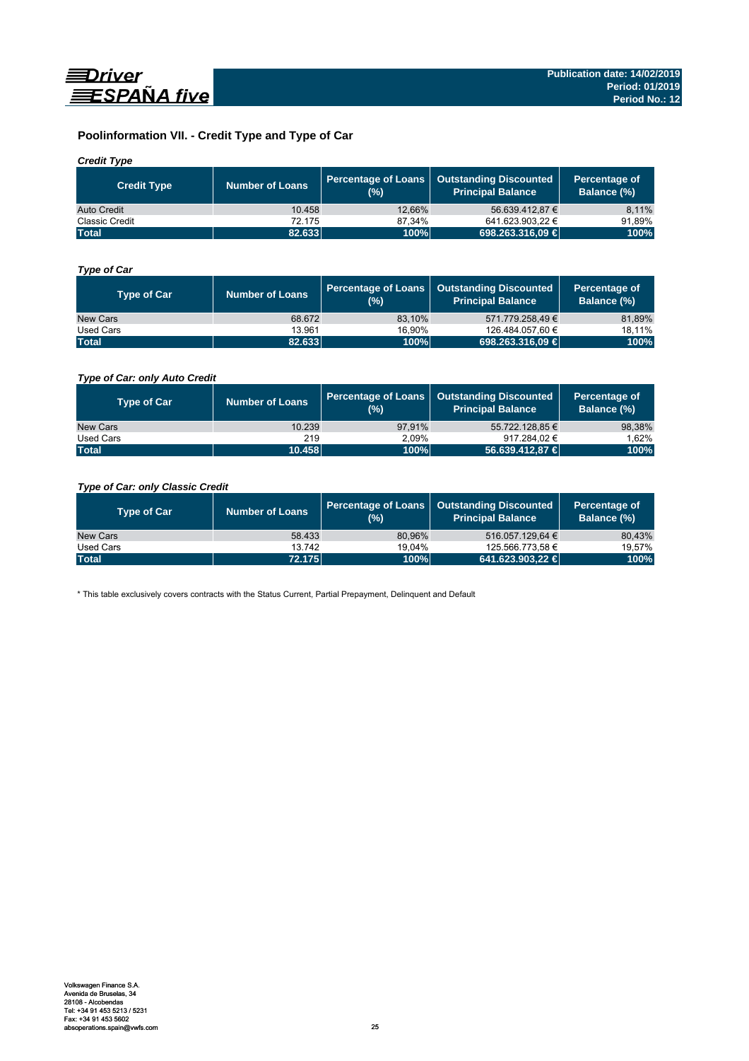## Poolinformation VII. - Credit Type and Type of Car

### *Credit Type*

| Credit Type | Number of Loans | Percentage of Loans (%) | Outstanding Discounted Principal Balance | Percentage of Balance (%) |
|---|---|---|---|---|
| Auto Credit | 10.458 | 12,66% | 56.639.412,87 € | 8,11% |
| Classic Credit | 72.175 | 87,34% | 641.623.903,22 € | 91,89% |
| **Total** | **82.633** | **100%** | **698.263.316,09 €** | **100%** |

### *Type of Car*

| Type of Car | Number of Loans | Percentage of Loans (%) | Outstanding Discounted Principal Balance | Percentage of Balance (%) |
|---|---|---|---|---|
| New Cars | 68.672 | 83,10% | 571.779.258,49 € | 81,89% |
| Used Cars | 13.961 | 16,90% | 126.484.057,60 € | 18,11% |
| **Total** | **82.633** | **100%** | **698.263.316,09 €** | **100%** |

### *Type of Car: only Auto Credit*

| Type of Car | Number of Loans | Percentage of Loans (%) | Outstanding Discounted Principal Balance | Percentage of Balance (%) |
|---|---|---|---|---|
| New Cars | 10.239 | 97,91% | 55.722.128,85 € | 98,38% |
| Used Cars | 219 | 2,09% | 917.284,02 € | 1,62% |
| **Total** | **10.458** | **100%** | **56.639.412,87 €** | **100%** |

### *Type of Car: only Classic Credit*

| Type of Car | Number of Loans | Percentage of Loans (%) | Outstanding Discounted Principal Balance | Percentage of Balance (%) |
|---|---|---|---|---|
| New Cars | 58.433 | 80,96% | 516.057.129,64 € | 80,43% |
| Used Cars | 13.742 | 19,04% | 125.566.773,58 € | 19,57% |
| **Total** | **72.175** | **100%** | **641.623.903,22 €** | **100%** |

\* This table exclusively covers contracts with the Status Current, Partial Prepayment, Delinquent and Default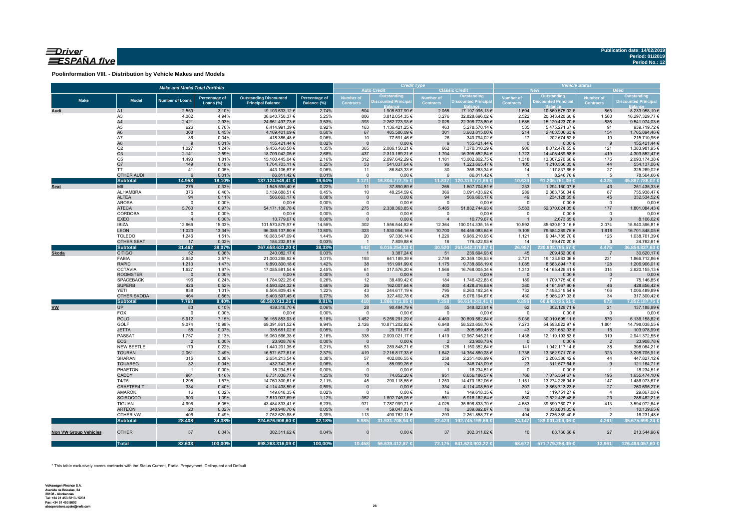**Publication date: 14/02/2019**
**Period: 01/2019**
**Period No.: 12**

## Poolinformation VIII. - Distribution by Vehicle Makes and Models

| Make | Model | Make and Model Total Portfolio | | | | Credit Type | | | | Vehicle Status | | | |
|---|---|---|---|---|---|---|---|---|---|---|---|---|---|
| | | | | | | Auto Credit | | Classic Credit | | New | | Used | |
| | | Number of Loans | Percentage of Loans (%) | Outstanding Discounted Principal Balance | Percentage of Balance (%) | Number of Contracts | Outstanding Discounted Principal Balance | Number of Contracts | Outstanding Discounted Principal Balance | Number of Contracts | Outstanding Discounted Principal Balance | Number of Contracts | Outstanding Discounted Principal Balance |
| **Audi** | A1 | 2.559 | 3,10% | 19.103.533,12 € | 2,74% | 504 | 1.905.537,99 € | 2.055 | 17.197.995,13 € | 1.694 | 10.869.575,02 € | 865 | 8.233.958,10 € |
| | A3 | 4.082 | 4,94% | 36.640.750,37 € | 5,25% | 806 | 3.812.054,35 € | 3.276 | 32.828.696,02 € | 2.522 | 20.343.420,60 € | 1.560 | 16.297.329,77 € |
| | A4 | 2.421 | 2,93% | 24.661.497,73 € | 3,53% | 393 | 2.262.723,93 € | 2.028 | 22.398.773,80 € | 1.585 | 15.120.423,70 € | 836 | 9.541.074,03 € |
| | A5 | 626 | 0,76% | 6.414.991,39 € | 0,92% | 163 | 1.136.421,25 € | 463 | 5.278.570,14 € | 535 | 5.475.271,67 € | 91 | 939.719,72 € |
| | A6 | 368 | 0,45% | 4.169.401,09 € | 0,60% | 67 | 485.586,09 € | 301 | 3.683.815,00 € | 214 | 2.403.506,63 € | 154 | 1.765.894,46 € |
| | A7 | 36 | 0,04% | 418.385,48 € | 0,06% | 10 | 77.591,46 € | 26 | 340.794,02 € | 17 | 202.674,52 € | 19 | 215.710,96 € |
| | A8 | 9 | 0,01% | 155.421,44 € | 0,02% | 0 | 0,00 € | 9 | 155.421,44 € | 0 | 0,00 € | 9 | 155.421,44 € |
| | Q2 | 1.027 | 1,24% | 9.456.460,50 € | 1,35% | 365 | 2.086.150,21 € | 662 | 7.370.310,29 € | 906 | 8.072.478,55 € | 121 | 1.383.981,95 € |
| | Q3 | 2.141 | 2,59% | 18.709.042,05 € | 2,68% | 437 | 2.313.189,21 € | 1.704 | 16.395.852,84 € | 1.722 | 14.405.489,58 € | 419 | 4.303.552,47 € |
| | Q5 | 1.493 | 1,81% | 15.100.445,04 € | 2,16% | 312 | 2.097.642,29 € | 1.181 | 13.002.802,75 € | 1.318 | 13.007.270,66 € | 175 | 2.093.174,38 € |
| | Q7 | 149 | 0,18% | 1.764.703,11 € | 0,25% | 53 | 541.037,64 € | 96 | 1.223.665,47 € | 105 | 1.210.566,05 € | 44 | 554.137,06 € |
| | TT | 41 | 0,05% | 443.106,67 € | 0,06% | 11 | 86.843,33 € | 30 | 356.263,34 € | 14 | 117.837,65 € | 27 | 325.269,02 € |
| | OTHER AUDI | 6 | 0,01% | 86.811,42 € | 0,01% | 0 | 0,00 € | 6 | 86.811,42 € | 1 | 8.246,76 € | 5 | 78.564,66 € |
| | **Subtotal** | **14.958** | **18,10%** | **137.124.549,41 €** | **19,64%** | **3.121** | **16.804.777,75 €** | **11.837** | **120.319.771,66 €** | **10.633** | **91.236.761,39 €** | **4.325** | **45.887.788,02 €** |
| **Seat** | MII | 276 | 0,33% | 1.545.595,40 € | 0,22% | 11 | 37.890,89 € | 265 | 1.507.704,51 € | 233 | 1.294.160,07 € | 43 | 251.435,33 € |
| | ALHAMBRA | 376 | 0,46% | 3.139.688,51 € | 0,45% | 10 | 48.254,59 € | 366 | 3.091.433,92 € | 289 | 2.383.750,04 € | 87 | 755.938,47 € |
| | ALTEA | 94 | 0,11% | 566.663,17 € | 0,08% | 0 | 0,00 € | 94 | 566.663,17 € | 49 | 234.128,65 € | 45 | 332.534,52 € |
| | AROSA | 0 | 0,00% | 0,00 € | 0,00% | 0 | 0,00 € | 0 | 0,00 € | 0 | 0,00 € | 0 | 0,00 € |
| | ATECA | 5.760 | 6,97% | 54.171.108,78 € | 7,76% | 275 | 2.338.363,85 € | 5.485 | 51.832.744,93 € | 5.583 | 52.370.024,35 € | 177 | 1.801.084,43 € |
| | CORDOBA | 0 | 0,00% | 0,00 € | 0,00% | 0 | 0,00 € | 0 | 0,00 € | 0 | 0,00 € | 0 | 0,00 € |
| | EXEO | 4 | 0,00% | 10.779,67 € | 0,00% | 0 | 0,00 € | 4 | 10.779,67 € | 1 | 2.673,65 € | 3 | 8.106,02 € |
| | IBIZA | 12.666 | 15,33% | 101.570.879,97 € | 14,55% | 302 | 1.556.544,82 € | 12.364 | 100.014.335,15 € | 10.592 | 85.630.513,16 € | 2.074 | 15.940.366,81 € |
| | LEON | 11.023 | 13,34% | 96.386.137,80 € | 13,80% | 323 | 1.930.054,16 € | 10.700 | 94.456.083,64 € | 9.105 | 79.684.289,75 € | 1.918 | 16.701.848,05 € |
| | TOLEDO | 1.246 | 1,51% | 10.083.547,09 € | 1,44% | 20 | 97.336,14 € | 1.226 | 9.986.210,95 € | 1.121 | 9.044.785,70 € | 125 | 1.038.761,39 € |
| | OTHER SEAT | 17 | 0,02% | 184.232,81 € | 0,03% | 1 | 7.809,88 € | 16 | 176.422,93 € | 14 | 159.470,20 € | 3 | 24.762,61 € |
| | **Subtotal** | **31.462** | **38,07%** | **267.658.633,20 €** | **38,33%** | **942** | **6.016.254,33 €** | **30.520** | **261.642.378,87 €** | **26.987** | **230.803.795,57 €** | **4.475** | **36.854.837,63 €** |
| **Skoda** | CITIGO | 52 | 0,06% | 240.082,17 € | 0,03% | 1 | 3.387,24 € | 51 | 236.694,93 € | 45 | 209.462,00 € | 7 | 30.620,17 € |
| | FABIA | 2.952 | 3,57% | 21.000.295,92 € | 3,01% | 193 | 641.189,39 € | 2.759 | 20.359.106,53 € | 2.721 | 19.133.583,06 € | 231 | 1.866.712,86 € |
| | RAPID | 1.213 | 1,47% | 9.890.800,18 € | 1,42% | 38 | 151.991,99 € | 1.175 | 9.738.808,19 € | 1.085 | 8.683.894,17 € | 128 | 1.206.906,01 € |
| | OCTAVIA | 1.627 | 1,97% | 17.085.581,54 € | 2,45% | 61 | 317.576,20 € | 1.566 | 16.768.005,34 € | 1.313 | 14.165.426,41 € | 314 | 2.920.155,13 € |
| | ROOMSTER | 0 | 0,00% | 0,00 € | 0,00% | 0 | 0,00 € | 0 | 0,00 € | 0 | 0,00 € | 0 | 0,00 € |
| | SPACEBACK | 196 | 0,24% | 1.784.922,25 € | 0,26% | 12 | 38.499,42 € | 184 | 1.746.422,83 € | 189 | 1.709.775,40 € | 7 | 75.146,85 € |
| | SUPERB | 426 | 0,52% | 4.590.824,32 € | 0,66% | 26 | 162.007,64 € | 400 | 4.428.816,68 € | 380 | 4.161.967,90 € | 46 | 428.856,42 € |
| | YETI | 838 | 1,01% | 8.504.809,43 € | 1,22% | 43 | 244.617,19 € | 795 | 8.260.192,24 € | 732 | 7.498.319,54 € | 106 | 1.006.489,89 € |
| | OTHER SKODA | 464 | 0,56% | 5.403.597,45 € | 0,77% | 36 | 327.402,78 € | 428 | 5.076.194,67 € | 430 | 5.086.297,03 € | 34 | 317.300,42 € |
| | **Subtotal** | **7.768** | **9,40%** | **68.500.913,26 €** | **9,81%** | **410** | **1.886.671,85 €** | **7.358** | **66.614.241,41 €** | **6.895** | **60.648.725,51 €** | **873** | **7.852.187,75 €** |
| **VW** | UP | 83 | 0,10% | 439.318,70 € | 0,06% | 28 | 90.494,79 € | 55 | 348.823,91 € | 62 | 302.129,71 € | 21 | 137.188,99 € |
| | FOX | 0 | 0,00% | 0,00 € | 0,00% | 0 | 0,00 € | 0 | 0,00 € | 0 | 0,00 € | 0 | 0,00 € |
| | POLO | 5.912 | 7,15% | 36.155.853,93 € | 5,18% | 1.452 | 5.256.291,29 € | 4.460 | 30.899.562,64 € | 5.036 | 30.019.695,11 € | 876 | 6.136.158,82 € |
| | GOLF | 9.074 | 10,98% | 69.391.861,52 € | 9,94% | 2.126 | 10.871.202,82 € | 6.948 | 58.520.658,70 € | 7.273 | 54.593.822,97 € | 1.801 | 14.798.038,55 € |
| | JETTA | 58 | 0,07% | 335.661,02 € | 0,05% | 9 | 29.701,57 € | 49 | 305.959,45 € | 43 | 231.682,03 € | 15 | 103.978,99 € |
| | PASSAT | 1.757 | 2,13% | 15.060.566,38 € | 2,16% | 338 | 2.093.021,17 € | 1.419 | 12.967.545,21 € | 1.438 | 12.119.193,83 € | 319 | 2.941.372,55 € |
| | EOS | 2 | 0,00% | 23.908,78 € | 0,00% | 0 | 0,00 € | 2 | 23.908,78 € | 0 | 0,00 € | 2 | 23.908,78 € |
| | NEW BEETLE | 179 | 0,22% | 1.440.201,35 € | 0,21% | 53 | 289.848,71 € | 126 | 1.150.352,64 € | 141 | 1.042.117,14 € | 38 | 398.084,21 € |
| | TOURAN | 2.061 | 2,49% | 16.571.677,61 € | 2,37% | 419 | 2.216.817,33 € | 1.642 | 14.354.860,28 € | 1.738 | 13.362.971,70 € | 323 | 3.208.705,91 € |
| | SHARAN | 315 | 0,38% | 2.654.213,54 € | 0,38% | 57 | 402.806,55 € | 258 | 2.251.406,99 € | 271 | 2.206.386,42 € | 44 | 447.827,12 € |
| | TOUAREG | 32 | 0,04% | 432.742,35 € | 0,06% | 8 | 85.999,26 € | 24 | 346.743,09 € | 23 | 311.577,64 € | 9 | 121.164,71 € |
| | PHAETON | 1 | 0,00% | 18.234,51 € | 0,00% | 0 | 0,00 € | 1 | 18.234,51 € | 0 | 0,00 € | 1 | 18.234,51 € |
| | CADDY | 961 | 1,16% | 8.731.038,77 € | 1,25% | 10 | 74.852,20 € | 951 | 8.656.186,57 € | 766 | 7.075.564,67 € | 195 | 1.655.474,10 € |
| | T4/T5 | 1.298 | 1,57% | 14.760.300,61 € | 2,11% | 45 | 290.118,55 € | 1.253 | 14.470.182,06 € | 1.151 | 13.274.226,94 € | 147 | 1.486.073,67 € |
| | CRAFTER/LT | 334 | 0,40% | 4.114.408,50 € | 0,59% | 0 | 0,00 € | 334 | 4.114.408,50 € | 307 | 3.853.713,23 € | 27 | 260.695,27 € |
| | AMAROK | 16 | 0,02% | 149.618,35 € | 0,02% | 0 | 0,00 € | 16 | 149.618,35 € | 12 | 119.751,27 € | 4 | 29.867,08 € |
| | SCIROCCO | 903 | 1,09% | 7.810.907,69 € | 1,12% | 352 | 1.892.745,05 € | 551 | 5.918.162,64 € | 880 | 7.522.425,48 € | 23 | 288.482,21 € |
| | TIGUAN | 4.996 | 6,05% | 43.484.833,41 € | 6,23% | 971 | 7.787.999,71 € | 4.025 | 35.696.833,70 € | 4.583 | 39.890.760,77 € | 413 | 3.594.072,64 € |
| | ARTEON | 20 | 0,02% | 348.940,70 € | 0,05% | 4 | 59.047,83 € | 16 | 289.892,87 € | 19 | 338.801,05 € | 1 | 10.139,65 € |
| | OTHER VW | 406 | 0,49% | 2.752.620,88 € | 0,39% | 113 | 490.762,11 € | 293 | 2.261.858,77 € | 404 | 2.736.389,40 € | 2 | 16.231,48 € |
| | **Subtotal** | **28.408** | **34,38%** | **224.676.908,60 €** | **32,18%** | **5.985** | **31.931.708,94 €** | **22.423** | **192.745.199,66 €** | **24.147** | **189.001.209,36 €** | **4.261** | **35.675.699,24 €** |
| **Non VW Group Vehicles** | OTHER | 37 | 0,04% | 302.311,62 € | 0,04% | 0 | 0,00 € | 37 | 302.311,62 € | 10 | 88.766,66 € | 27 | 213.544,96 € |
| | **Total** | **82.633** | **100,00%** | **698.263.316,09 €** | **100,00%** | **10.458** | **56.639.412,87 €** | **72.175** | **641.623.903,22 €** | **68.672** | **571.779.258,49 €** | **13.961** | **126.484.057,60 €** |

\* This table exclusively covers contracts with the Status Current, Partial Prepayment, Delinquent and Default

Volkswagen Finance S.A.
Avenida de Bruselas, 34
28108 - Alcobendas
Tel: +34 91 453 5213 / 5231
Fax: +34 91 453 5602
absoperations.spain@vwfs.com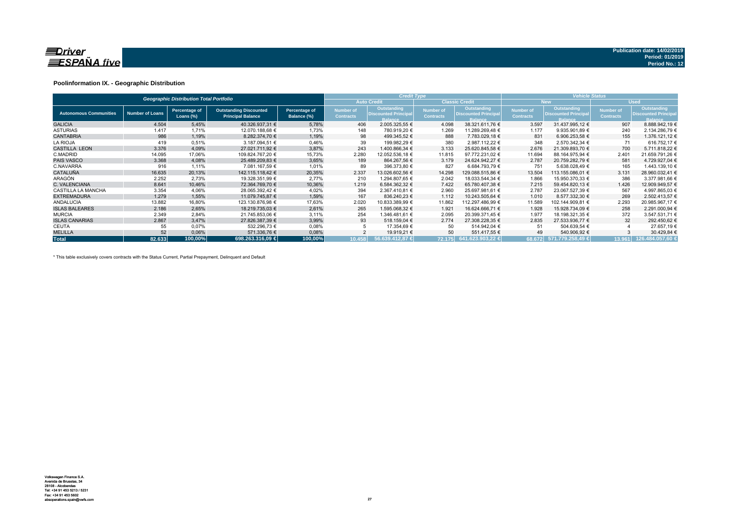Publication date: 14/02/2019
Period: 01/2019
Period No.: 12

## Poolinformation IX. - Geographic Distribution

| Geographic Distribution Total Portfolio | | | | | Credit Type | | | | Vehicle Status | | | |
|---|---|---|---|---|---|---|---|---|---|---|---|---|
| | | | | | Auto Credit | | Classic Credit | | New | | Used | |
| Autonomous Communities | Number of Loans | Percentage of Loans (%) | Outstanding Discounted Principal Balance | Percentage of Balance (%) | Number of Contracts | Outstanding Discounted Principal Balance | Number of Contracts | Outstanding Discounted Principal Balance | Number of Contracts | Outstanding Discounted Principal Balance | Number of Contracts | Outstanding Discounted Principal Balance |
| GALICIA | 4.504 | 5,45% | 40.326.937,31 € | 5,78% | 406 | 2.005.325,55 € | 4.098 | 38.321.611,76 € | 3.597 | 31.437.995,12 € | 907 | 8.888.942,19 € |
| ASTURIAS | 1.417 | 1,71% | 12.070.188,68 € | 1,73% | 148 | 780.919,20 € | 1.269 | 11.289.269,48 € | 1.177 | 9.935.901,89 € | 240 | 2.134.286,79 € |
| CANTABRIA | 986 | 1,19% | 8.282.374,70 € | 1,19% | 98 | 499.345,52 € | 888 | 7.783.029,18 € | 831 | 6.906.253,58 € | 155 | 1.376.121,12 € |
| LA RIOJA | 419 | 0,51% | 3.187.094,51 € | 0,46% | 39 | 199.982,29 € | 380 | 2.987.112,22 € | 348 | 2.570.342,34 € | 71 | 616.752,17 € |
| CASTILLA LEON | 3.376 | 4,09% | 27.021.711,92 € | 3,87% | 243 | 1.400.866,34 € | 3.133 | 25.620.845,58 € | 2.676 | 21.309.893,70 € | 700 | 5.711.818,22 € |
| C.MADRID | 14.095 | 17,06% | 109.824.767,20 € | 15,73% | 2.280 | 12.052.536,18 € | 11.815 | 97.772.231,02 € | 11.694 | 88.164.975,94 € | 2.401 | 21.659.791,26 € |
| PAIS VASCO | 3.368 | 4,08% | 25.489.209,83 € | 3,65% | 189 | 864.267,56 € | 3.179 | 24.624.942,27 € | 2.787 | 20.759.282,79 € | 581 | 4.729.927,04 € |
| C.NAVARRA | 916 | 1,11% | 7.081.167,59 € | 1,01% | 89 | 396.373,80 € | 827 | 6.684.793,79 € | 751 | 5.638.028,49 € | 165 | 1.443.139,10 € |
| CATALUÑA | 16.635 | 20,13% | 142.115.118,42 € | 20,35% | 2.337 | 13.026.602,56 € | 14.298 | 129.088.515,86 € | 13.504 | 113.155.086,01 € | 3.131 | 28.960.032,41 € |
| ARAGÓN | 2.252 | 2,73% | 19.328.351,99 € | 2,77% | 210 | 1.294.807,65 € | 2.042 | 18.033.544,34 € | 1.866 | 15.950.370,33 € | 386 | 3.377.981,66 € |
| C. VALENCIANA | 8.641 | 10,46% | 72.364.769,70 € | 10,36% | 1.219 | 6.584.362,32 € | 7.422 | 65.780.407,38 € | 7.215 | 59.454.820,13 € | 1.426 | 12.909.949,57 € |
| CASTILLA LA MANCHA | 3.354 | 4,06% | 28.065.392,42 € | 4,02% | 394 | 2.367.410,81 € | 2.960 | 25.697.981,61 € | 2.787 | 23.067.527,39 € | 567 | 4.997.865,03 € |
| EXTREMADURA | 1.279 | 1,55% | 11.079.745,87 € | 1,59% | 167 | 836.240,23 € | 1.112 | 10.243.505,64 € | 1.010 | 8.577.332,30 € | 269 | 2.502.413,57 € |
| ANDALUCIA | 13.882 | 16,80% | 123.130.876,98 € | 17,63% | 2.020 | 10.833.389,99 € | 11.862 | 112.297.486,99 € | 11.589 | 102.144.909,81 € | 2.293 | 20.985.967,17 € |
| ISLAS BALEARES | 2.186 | 2,65% | 18.219.735,03 € | 2,61% | 265 | 1.595.068,32 € | 1.921 | 16.624.666,71 € | 1.928 | 15.928.734,09 € | 258 | 2.291.000,94 € |
| MURCIA | 2.349 | 2,84% | 21.745.853,06 € | 3,11% | 254 | 1.346.481,61 € | 2.095 | 20.399.371,45 € | 1.977 | 18.198.321,35 € | 372 | 3.547.531,71 € |
| ISLAS CANARIAS | 2.867 | 3,47% | 27.826.387,39 € | 3,99% | 93 | 518.159,04 € | 2.774 | 27.308.228,35 € | 2.835 | 27.533.936,77 € | 32 | 292.450,62 € |
| CEUTA | 55 | 0,07% | 532.296,73 € | 0,08% | 5 | 17.354,69 € | 50 | 514.942,04 € | 51 | 504.639,54 € | 4 | 27.657,19 € |
| MELILLA | 52 | 0,06% | 571.336,76 € | 0,08% | 2 | 19.919,21 € | 50 | 551.417,55 € | 49 | 540.906,92 € | 3 | 30.429,84 € |
| **Total** | **82.633** | **100,00%** | **698.263.316,09 €** | **100,00%** | **10.458** | **56.639.412,87 €** | **72.175** | **641.623.903,22 €** | **68.672** | **571.779.258,49 €** | **13.961** | **126.484.057,60 €** |

\* This table exclusively covers contracts with the Status Current, Partial Prepayment, Delinquent and Default

Volkswagen Finance S.A.
Avenida de Bruselas, 34
28108 - Alcobendas
Tel: +34 91 453 5213 / 5231
Fax: +34 91 453 5602
absoperations.spain@vwfs.com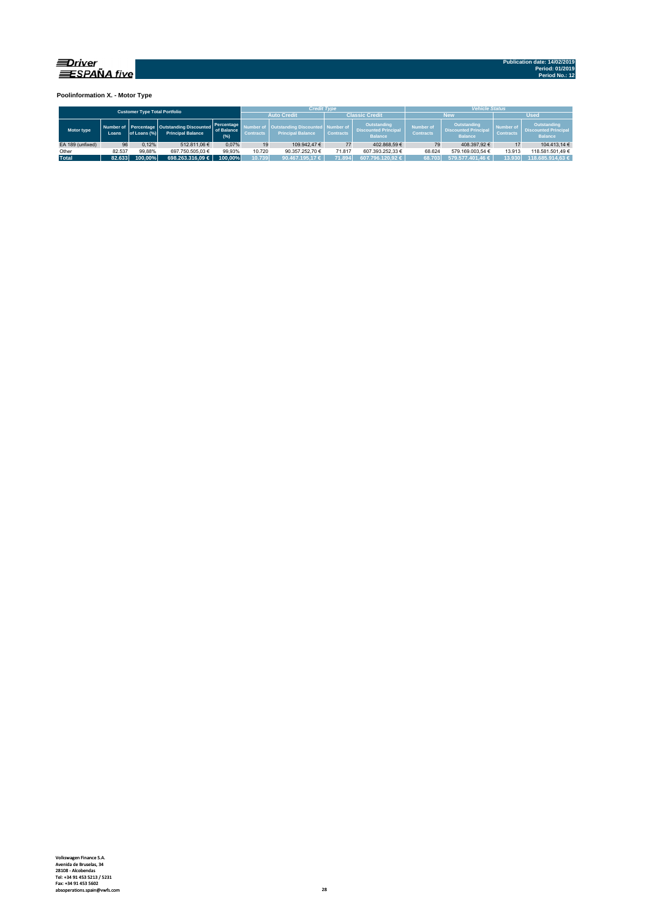Driver ESPAÑA five

Publication date: 14/02/2019
Period: 01/2019
Period No.: 12

### Poolinformation X. - Motor Type

| Customer Type Total Portfolio | | | | | Credit Type | | | | Vehicle Status | | | |
|---|---|---|---|---|---|---|---|---|---|---|---|---|
| | | | | | Auto Credit | | Classic Credit | | New | | Used | |
| Motor type | Number of Loans | Percentage of Loans (%) | Outstanding Discounted Principal Balance | Percentage of Balance (%) | Number of Contracts | Outstanding Discounted Principal Balance | Number of Contracts | Outstanding Discounted Principal Balance | Number of Contracts | Outstanding Discounted Principal Balance | Number of Contracts | Outstanding Discounted Principal Balance |
| EA 189 (unfixed) | 96 | 0,12% | 512.811,06 € | 0,07% | 19 | 109.942,47 € | 77 | 402.868,59 € | 79 | 408.397,92 € | 17 | 104.413,14 € |
| Other | 82.537 | 99,88% | 697.750.505,03 € | 99,93% | 10.720 | 90.357.252,70 € | 71.817 | 607.393.252,33 € | 68.624 | 579.169.003,54 € | 13.913 | 118.581.501,49 € |
| **Total** | **82.633** | **100,00%** | **698.263.316,09 €** | **100,00%** | **10.739** | **90.467.195,17 €** | **71.894** | **607.796.120,92 €** | **68.703** | **579.577.401,46 €** | **13.930** | **118.685.914,63 €** |

Volkswagen Finance S.A.
Avenida de Bruselas, 34
28108 - Alcobendas
Tel: +34 91 453 5213 / 5231
Fax: +34 91 453 5602
absoperations.spain@vwfs.com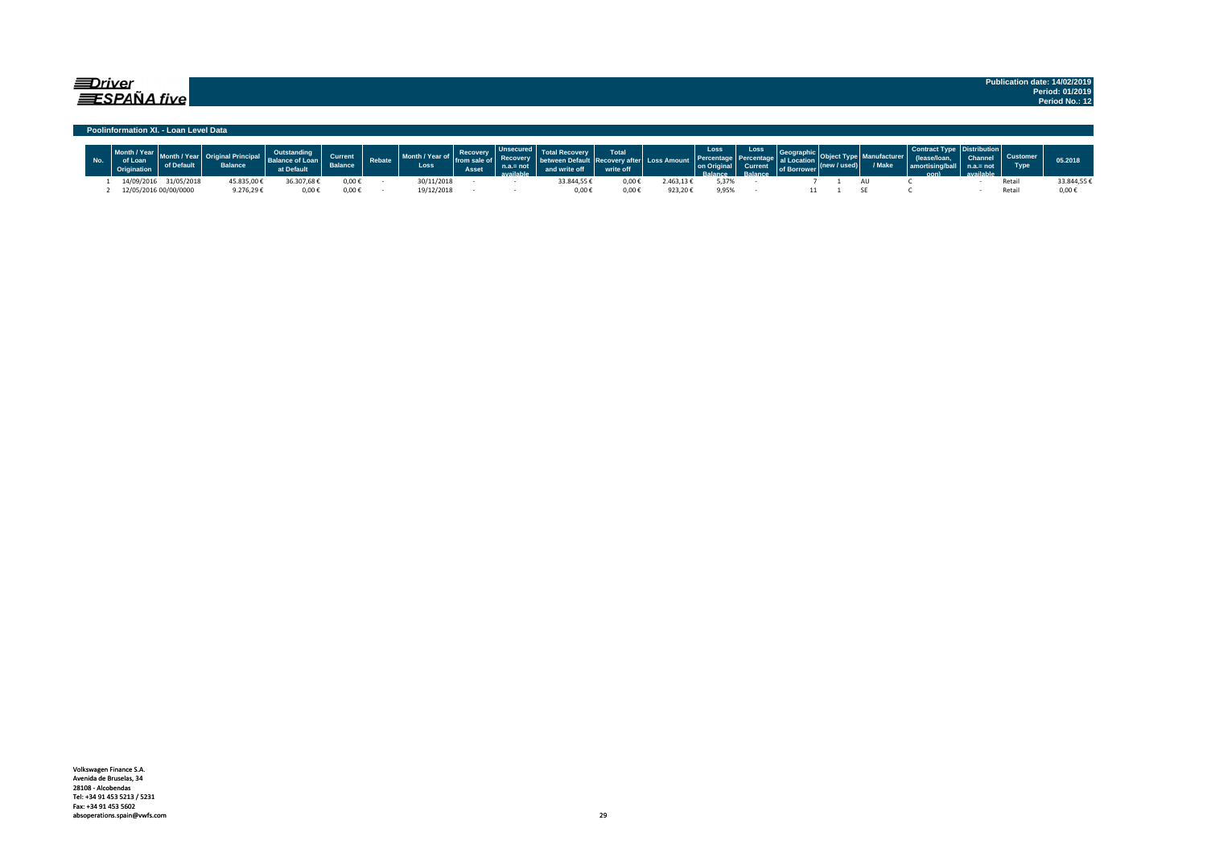**Driver ESPAÑA five**

Publication date: 14/02/2019
Period: 01/2019
Period No.: 12

## Poolinformation XI. - Loan Level Data

| No. | Month / Year of Loan Origination | Month / Year of Default | Original Principal Balance | Outstanding Balance of Loan at Default | Current Balance | Rebate | Month / Year of Loss | Recovery from sale of Asset | Unsecured Recovery n.a.= not available | Total Recovery between Default and write off | Total Recovery after write off | Loss Amount | Loss Percentage on Original Balance | Loss Percentage Current Balance | Geographical Location of Borrower | Object Type (new / used) | Manufacturer / Make | Contract Type (lease/loan, amortising/balloon) | Distribution Channel n.a.= not available | Customer Type | 05.2018 |
|---|---|---|---|---|---|---|---|---|---|---|---|---|---|---|---|---|---|---|---|---|---|
| 1 | 14/09/2016 | 31/05/2018 | 45.835,00 € | 36.307,68 € | 0,00 € | - | 30/11/2018 | - | - | 33.844,55 € | 0,00 € | 2.463,13 € | 5,37% | - | 7 | 1 | AU | C | - | Retail | 33.844,55 € |
| 2 | 12/05/2016 | 00/00/0000 | 9.276,29 € | 0,00 € | 0,00 € | - | 19/12/2018 | - | - | 0,00 € | 0,00 € | 923,20 € | 9,95% | - | 11 | 1 | SE | C | - | Retail | 0,00 € |

Volkswagen Finance S.A.
Avenida de Bruselas, 34
28108 - Alcobendas
Tel: +34 91 453 5213 / 5231
Fax: +34 91 453 5602
absoperations.spain@vwfs.com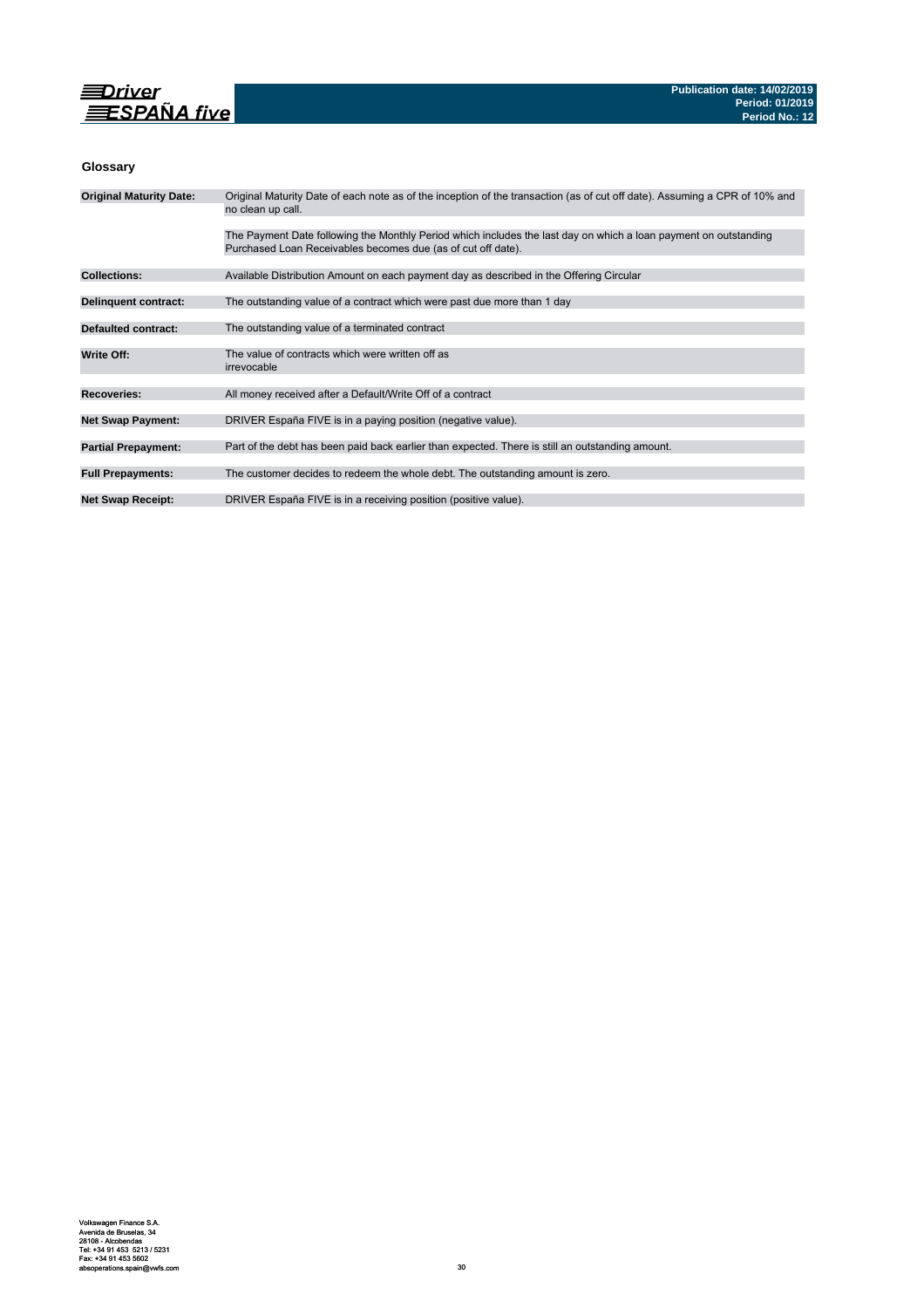## Glossary

| | |
|---|---|
| **Original Maturity Date:** | Original Maturity Date of each note as of the inception of the transaction (as of cut off date). Assuming a CPR of 10% and no clean up call. |
| | The Payment Date following the Monthly Period which includes the last day on which a loan payment on outstanding Purchased Loan Receivables becomes due (as of cut off date). |
| **Collections:** | Available Distribution Amount on each payment day as described in the Offering Circular |
| **Delinquent contract:** | The outstanding value of a contract which were past due more than 1 day |
| **Defaulted contract:** | The outstanding value of a terminated contract |
| **Write Off:** | The value of contracts which were written off as irrevocable |
| **Recoveries:** | All money received after a Default/Write Off of a contract |
| **Net Swap Payment:** | DRIVER España FIVE is in a paying position (negative value). |
| **Partial Prepayment:** | Part of the debt has been paid back earlier than expected. There is still an outstanding amount. |
| **Full Prepayments:** | The customer decides to redeem the whole debt. The outstanding amount is zero. |
| **Net Swap Receipt:** | DRIVER España FIVE is in a receiving position (positive value). |

Volkswagen Finance S.A.
Avenida de Bruselas, 34
28108 - Alcobendas
Tel: +34 91 453 5213 / 5231
Fax: +34 91 453 5602
absoperations.spain@vwfs.com